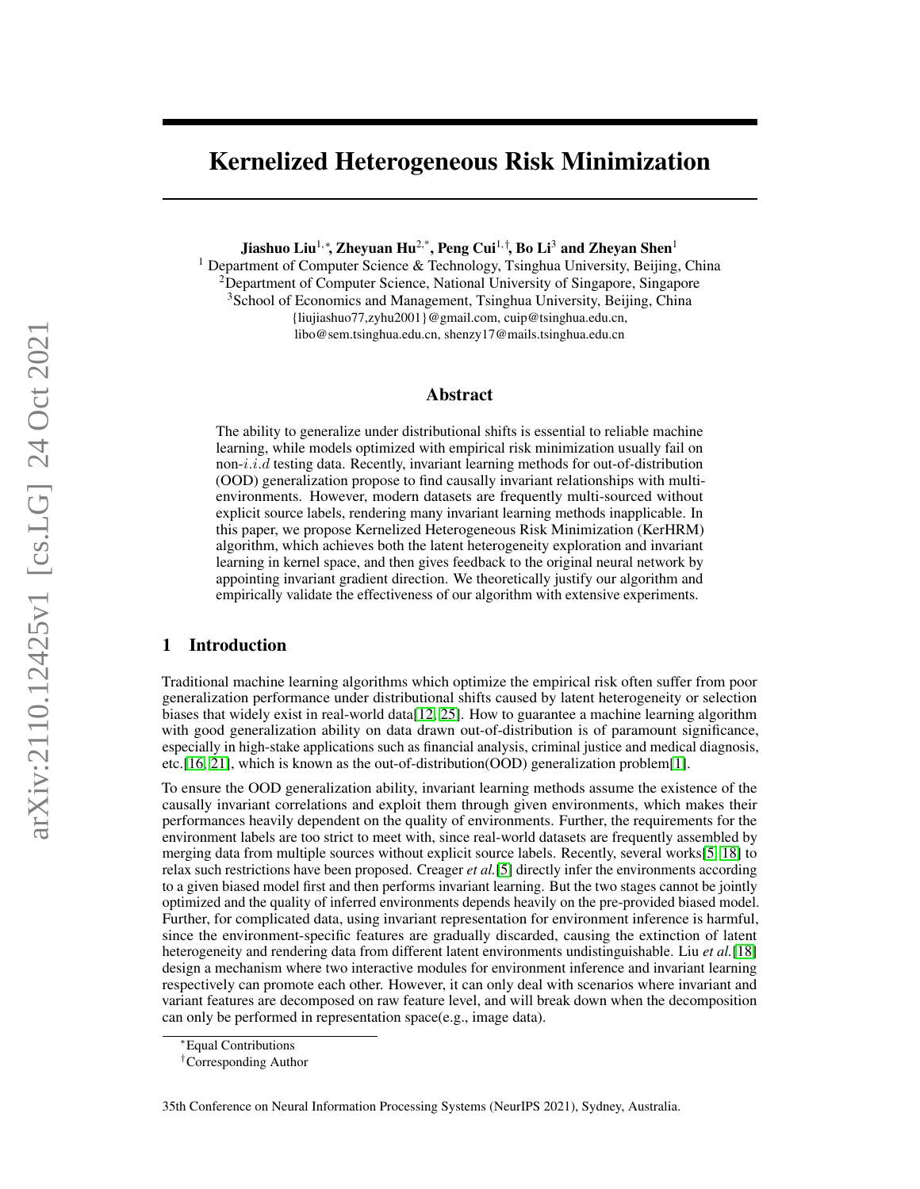# Kernelized Heterogeneous Risk Minimization

**Jiashuo Liu[1,*], Zheyuan Hu[2,*], Peng Cui[1,†], Bo Li[3] and Zheyan Shen[1]**

[1] Department of Computer Science & Technology, Tsinghua University, Beijing, China
[2]Department of Computer Science, National University of Singapore, Singapore
[3]School of Economics and Management, Tsinghua University, Beijing, China
{liujiashuo77,zyhu2001}@gmail.com, cuip@tsinghua.edu.cn,
libo@sem.tsinghua.edu.cn, shenzy17@mails.tsinghua.edu.cn

## Abstract

The ability to generalize under distributional shifts is essential to reliable machine learning, while models optimized with empirical risk minimization usually fail on non-$i.i.d$ testing data. Recently, invariant learning methods for out-of-distribution (OOD) generalization propose to find causally invariant relationships with multi-environments. However, modern datasets are frequently multi-sourced without explicit source labels, rendering many invariant learning methods inapplicable. In this paper, we propose Kernelized Heterogeneous Risk Minimization (KerHRM) algorithm, which achieves both the latent heterogeneity exploration and invariant learning in kernel space, and then gives feedback to the original neural network by appointing invariant gradient direction. We theoretically justify our algorithm and empirically validate the effectiveness of our algorithm with extensive experiments.

## 1 Introduction

Traditional machine learning algorithms which optimize the empirical risk often suffer from poor generalization performance under distributional shifts caused by latent heterogeneity or selection biases that widely exist in real-world data[12, 25]. How to guarantee a machine learning algorithm with good generalization ability on data drawn out-of-distribution is of paramount significance, especially in high-stake applications such as financial analysis, criminal justice and medical diagnosis, etc.[16, 21], which is known as the out-of-distribution(OOD) generalization problem[1].

To ensure the OOD generalization ability, invariant learning methods assume the existence of the causally invariant correlations and exploit them through given environments, which makes their performances heavily dependent on the quality of environments. Further, the requirements for the environment labels are too strict to meet with, since real-world datasets are frequently assembled by merging data from multiple sources without explicit source labels. Recently, several works[5, 18] to relax such restrictions have been proposed. Creager *et al.*[5] directly infer the environments according to a given biased model first and then performs invariant learning. But the two stages cannot be jointly optimized and the quality of inferred environments depends heavily on the pre-provided biased model. Further, for complicated data, using invariant representation for environment inference is harmful, since the environment-specific features are gradually discarded, causing the extinction of latent heterogeneity and rendering data from different latent environments undistinguishable. Liu *et al.*[18] design a mechanism where two interactive modules for environment inference and invariant learning respectively can promote each other. However, it can only deal with scenarios where invariant and variant features are decomposed on raw feature level, and will break down when the decomposition can only be performed in representation space(e.g., image data).

*Equal Contributions

†Corresponding Author

35th Conference on Neural Information Processing Systems (NeurIPS 2021), Sydney, Australia.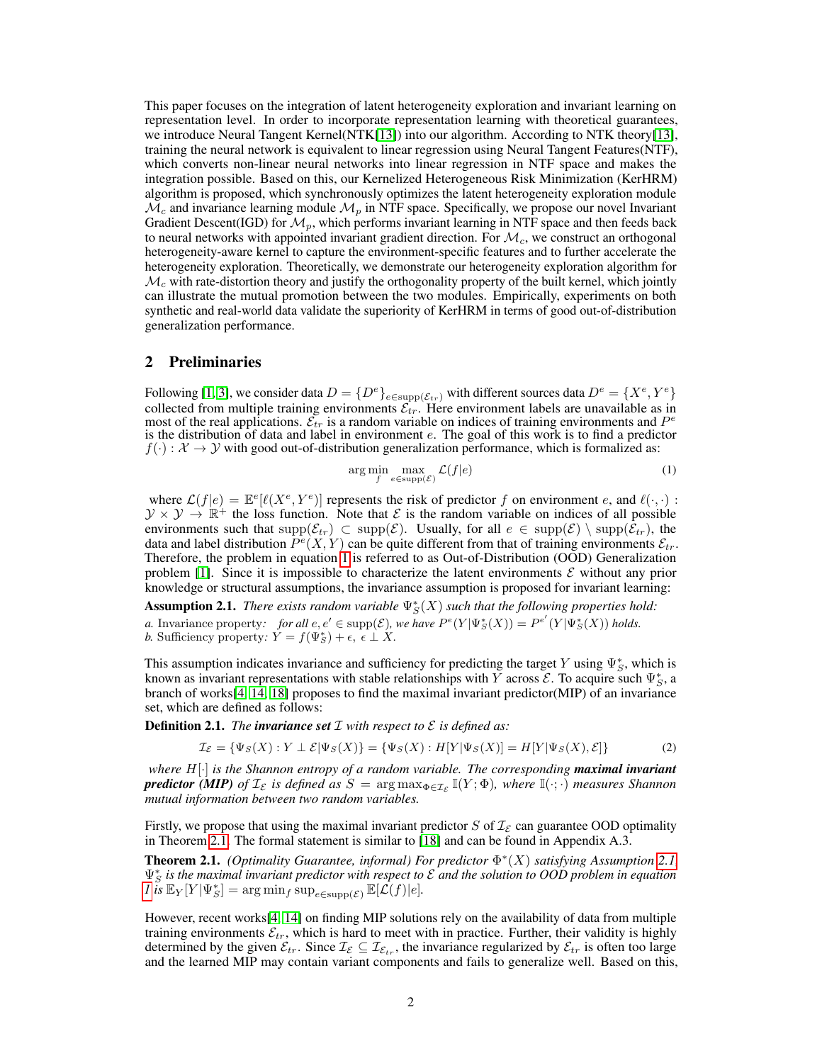This paper focuses on the integration of latent heterogeneity exploration and invariant learning on representation level. In order to incorporate representation learning with theoretical guarantees, we introduce Neural Tangent Kernel(NTK[13]) into our algorithm. According to NTK theory[13], training the neural network is equivalent to linear regression using Neural Tangent Features(NTF), which converts non-linear neural networks into linear regression in NTF space and makes the integration possible. Based on this, our Kernelized Heterogeneous Risk Minimization (KerHRM) algorithm is proposed, which synchronously optimizes the latent heterogeneity exploration module $\mathcal{M}_c$ and invariance learning module $\mathcal{M}_p$ in NTF space. Specifically, we propose our novel Invariant Gradient Descent(IGD) for $\mathcal{M}_p$, which performs invariant learning in NTF space and then feeds back to neural networks with appointed invariant gradient direction. For $\mathcal{M}_c$, we construct an orthogonal heterogeneity-aware kernel to capture the environment-specific features and to further accelerate the heterogeneity exploration. Theoretically, we demonstrate our heterogeneity exploration algorithm for $\mathcal{M}_c$ with rate-distortion theory and justify the orthogonality property of the built kernel, which jointly can illustrate the mutual promotion between the two modules. Empirically, experiments on both synthetic and real-world data validate the superiority of KerHRM in terms of good out-of-distribution generalization performance.

## 2 Preliminaries

Following [1, 3], we consider data $D = \{D^e\}_{e\in\text{supp}(\mathcal{E}_{tr})}$ with different sources data $D^e = \{X^e, Y^e\}$ collected from multiple training environments $\mathcal{E}_{tr}$. Here environment labels are unavailable as in most of the real applications. $\mathcal{E}_{tr}$ is a random variable on indices of training environments and $P^e$ is the distribution of data and label in environment $e$. The goal of this work is to find a predictor $f(\cdot) : \mathcal{X} \to \mathcal{Y}$ with good out-of-distribution generalization performance, which is formalized as:

$$\arg\min_f \max_{e\in\text{supp}(\mathcal{E})} \mathcal{L}(f|e) \tag{1}$$

where $\mathcal{L}(f|e) = \mathbb{E}^e[\ell(X^e, Y^e)]$ represents the risk of predictor $f$ on environment $e$, and $\ell(\cdot,\cdot) : \mathcal{Y} \times \mathcal{Y} \to \mathbb{R}^+$ the loss function. Note that $\mathcal{E}$ is the random variable on indices of all possible environments such that $\text{supp}(\mathcal{E}_{tr}) \subset \text{supp}(\mathcal{E})$. Usually, for all $e \in \text{supp}(\mathcal{E}) \setminus \text{supp}(\mathcal{E}_{tr})$, the data and label distribution $P^e(X, Y)$ can be quite different from that of training environments $\mathcal{E}_{tr}$. Therefore, the problem in equation 1 is referred to as Out-of-Distribution (OOD) Generalization problem [1]. Since it is impossible to characterize the latent environments $\mathcal{E}$ without any prior knowledge or structural assumptions, the invariance assumption is proposed for invariant learning:

**Assumption 2.1.** *There exists random variable $\Psi_S^*(X)$ such that the following properties hold:*
*a.* Invariance property*: for all $e, e' \in \text{supp}(\mathcal{E})$, we have $P^e(Y|\Psi_S^*(X)) = P^{e'}(Y|\Psi_S^*(X))$ holds.*
*b.* Sufficiency property*: $Y = f(\Psi_S^*) + \epsilon$, $\epsilon \perp X$.*

This assumption indicates invariance and sufficiency for predicting the target $Y$ using $\Psi_S^*$, which is known as invariant representations with stable relationships with $Y$ across $\mathcal{E}$. To acquire such $\Psi_S^*$, a branch of works[4, 14, 18] proposes to find the maximal invariant predictor(MIP) of an invariance set, which are defined as follows:

**Definition 2.1.** *The* ***invariance set*** *$\mathcal{I}$ with respect to $\mathcal{E}$ is defined as:*

$$\mathcal{I}_\mathcal{E} = \{\Psi_S(X) : Y \perp \mathcal{E}|\Psi_S(X)\} = \{\Psi_S(X) : H[Y|\Psi_S(X)] = H[Y|\Psi_S(X), \mathcal{E}]\} \tag{2}$$

*where $H[\cdot]$ is the Shannon entropy of a random variable. The corresponding* ***maximal invariant predictor (MIP)*** *of $\mathcal{I}_\mathcal{E}$ is defined as $S = \arg\max_{\Phi\in\mathcal{I}_\mathcal{E}} \mathbb{I}(Y; \Phi)$, where $\mathbb{I}(\cdot;\cdot)$ measures Shannon mutual information between two random variables.*

Firstly, we propose that using the maximal invariant predictor $S$ of $\mathcal{I}_\mathcal{E}$ can guarantee OOD optimality in Theorem 2.1. The formal statement is similar to [18] and can be found in Appendix A.3.

**Theorem 2.1.** *(Optimality Guarantee, informal) For predictor $\Phi^*(X)$ satisfying Assumption 2.1, $\Psi_S^*$ is the maximal invariant predictor with respect to $\mathcal{E}$ and the solution to OOD problem in equation 1 is $\mathbb{E}_Y[Y|\Psi_S^*] = \arg\min_f \sup_{e\in\text{supp}(\mathcal{E})} \mathbb{E}[\mathcal{L}(f)|e]$.*

However, recent works[4, 14] on finding MIP solutions rely on the availability of data from multiple training environments $\mathcal{E}_{tr}$, which is hard to meet with in practice. Further, their validity is highly determined by the given $\mathcal{E}_{tr}$. Since $\mathcal{I}_\mathcal{E} \subseteq \mathcal{I}_{\mathcal{E}_{tr}}$, the invariance regularized by $\mathcal{E}_{tr}$ is often too large and the learned MIP may contain variant components and fails to generalize well. Based on this,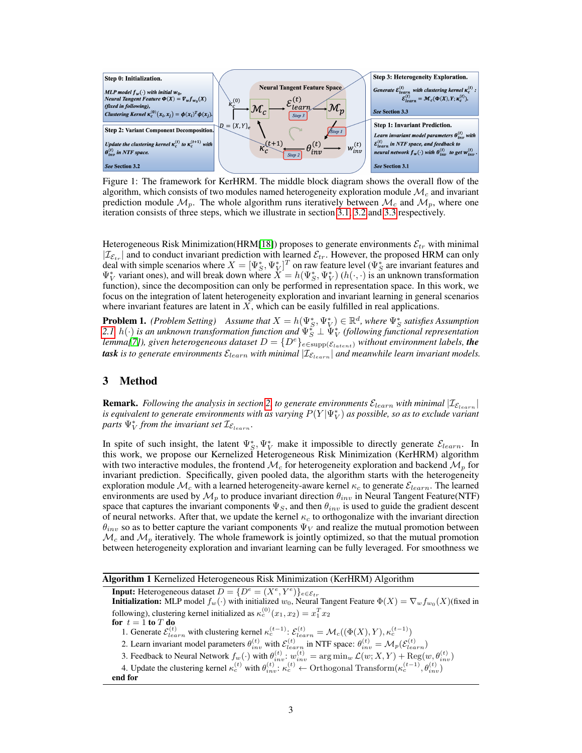Figure 1: The framework for KerHRM. The middle block diagram shows the overall flow of the algorithm, which consists of two modules named heterogeneity exploration module $\mathcal{M}_c$ and invariant prediction module $\mathcal{M}_p$. The whole algorithm runs iteratively between $\mathcal{M}_c$ and $\mathcal{M}_p$, where one iteration consists of three steps, which we illustrate in section 3.1, 3.2 and 3.3 respectively.

Heterogeneous Risk Minimization(HRM[18]) proposes to generate environments $\mathcal{E}_{tr}$ with minimal $|\mathcal{I}_{\mathcal{E}_{tr}}|$ and to conduct invariant prediction with learned $\mathcal{E}_{tr}$. However, the proposed HRM can only deal with simple scenarios where $X = [\Psi_S^*, \Psi_V^*]^T$ on raw feature level ($\Psi_S^*$ are invariant features and $\Psi_V^*$ variant ones), and will break down where $X = h(\Psi_S^*, \Psi_V^*)$ ($h(\cdot,\cdot)$ is an unknown transformation function), since the decomposition can only be performed in representation space. In this work, we focus on the integration of latent heterogeneity exploration and invariant learning in general scenarios where invariant features are latent in $X$, which can be easily fulfilled in real applications.

**Problem 1.** *(Problem Setting)* *Assume that $X = h(\Psi_S^*, \Psi_V^*) \in \mathbb{R}^d$, where $\Psi_S^*$ satisfies Assumption 2.1, $h(\cdot)$ is an unknown transformation function and $\Psi_S^* \perp \Psi_V^*$ (following functional representation lemma[7]), given heterogeneous dataset $D = \{D^e\}_{e \in \text{supp}(\mathcal{E}_{latent})}$ without environment labels,* ***the task*** *is to generate environments $\mathcal{E}_{learn}$ with minimal $|\mathcal{I}_{\mathcal{E}_{learn}}|$ and meanwhile learn invariant models.*

## 3 Method

**Remark.** *Following the analysis in section 2, to generate environments $\mathcal{E}_{learn}$ with minimal $|\mathcal{I}_{\mathcal{E}_{learn}}|$ is equivalent to generate environments with as varying $P(Y|\Psi_V^*)$ as possible, so as to exclude variant parts $\Psi_V^*$ from the invariant set $\mathcal{I}_{\mathcal{E}_{learn}}$.*

In spite of such insight, the latent $\Psi_S^*, \Psi_V^*$ make it impossible to directly generate $\mathcal{E}_{learn}$. In this work, we propose our Kernelized Heterogeneous Risk Minimization (KerHRM) algorithm with two interactive modules, the frontend $\mathcal{M}_c$ for heterogeneity exploration and backend $\mathcal{M}_p$ for invariant prediction. Specifically, given pooled data, the algorithm starts with the heterogeneity exploration module $\mathcal{M}_c$ with a learned heterogeneity-aware kernel $\kappa_c$ to generate $\mathcal{E}_{learn}$. The learned environments are used by $\mathcal{M}_p$ to produce invariant direction $\theta_{inv}$ in Neural Tangent Feature(NTF) space that captures the invariant components $\Psi_S$, and then $\theta_{inv}$ is used to guide the gradient descent of neural networks. After that, we update the kernel $\kappa_c$ to orthogonalize with the invariant direction $\theta_{inv}$ so as to better capture the variant components $\Psi_V$ and realize the mutual promotion between $\mathcal{M}_c$ and $\mathcal{M}_p$ iteratively. The whole framework is jointly optimized, so that the mutual promotion between heterogeneity exploration and invariant learning can be fully leveraged. For smoothness we

**Algorithm 1** Kernelized Heterogeneous Risk Minimization (KerHRM) Algorithm

**Input:** Heterogeneous dataset $D = \{D^e = (X^e, Y^e)\}_{e \in \mathcal{E}_{tr}}$
**Initialization:** MLP model $f_w(\cdot)$ with initialized $w_0$, Neural Tangent Feature $\Phi(X) = \nabla_w f_{w_0}(X)$(fixed in following), clustering kernel initialized as $\kappa_c^{(0)}(x_1, x_2) = x_1^T x_2$
**for** $t = 1$ **to** $T$ **do**
1. Generate $\mathcal{E}_{learn}^{(t)}$ with clustering kernel $\kappa_c^{(t-1)}$: $\mathcal{E}_{learn}^{(t)} = \mathcal{M}_c((\Phi(X), Y), \kappa_c^{(t-1)})$
2. Learn invariant model parameters $\theta_{inv}^{(t)}$ with $\mathcal{E}_{learn}^{(t)}$ in NTF space: $\theta_{inv}^{(t)} = \mathcal{M}_p(\mathcal{E}_{learn}^{(t)})$
3. Feedback to Neural Network $f_w(\cdot)$ with $\theta_{inv}^{(t)}$: $w_{inv}^{(t)} = \arg\min_w \mathcal{L}(w; X, Y) + \text{Reg}(w, \theta_{inv}^{(t)})$
4. Update the clustering kernel $\kappa_c^{(t)}$ with $\theta_{inv}^{(t)}$: $\kappa_c^{(t)} \leftarrow \text{Orthogonal Transform}(\kappa_c^{(t-1)}, \theta_{inv}^{(t)})$

**end for**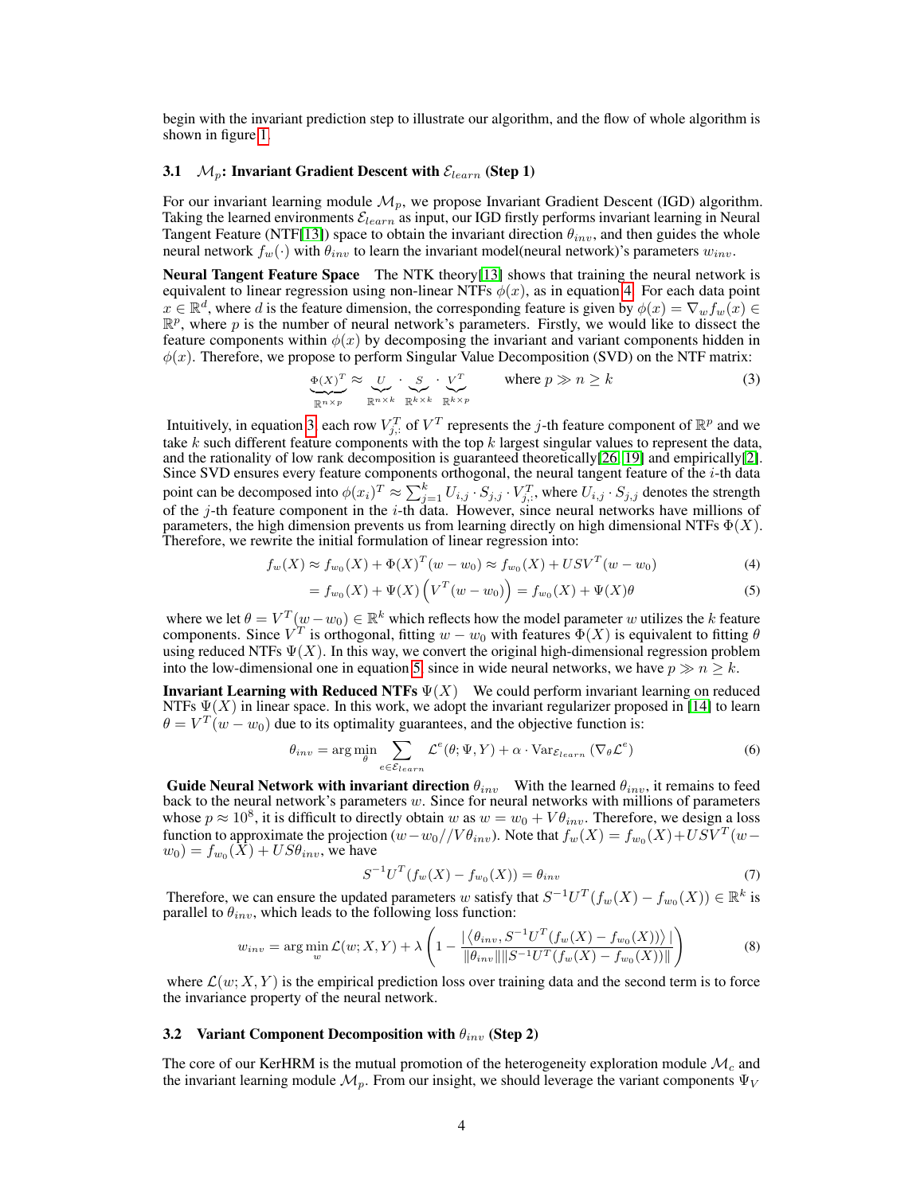begin with the invariant prediction step to illustrate our algorithm, and the flow of whole algorithm is shown in figure 1.

### 3.1 $\mathcal{M}_p$: Invariant Gradient Descent with $\mathcal{E}_{learn}$ (Step 1)

For our invariant learning module $\mathcal{M}_p$, we propose Invariant Gradient Descent (IGD) algorithm. Taking the learned environments $\mathcal{E}_{learn}$ as input, our IGD firstly performs invariant learning in Neural Tangent Feature (NTF[13]) space to obtain the invariant direction $\theta_{inv}$, and then guides the whole neural network $f_w(\cdot)$ with $\theta_{inv}$ to learn the invariant model(neural network)'s parameters $w_{inv}$.

**Neural Tangent Feature Space** The NTK theory[13] shows that training the neural network is equivalent to linear regression using non-linear NTFs $\phi(x)$, as in equation 4. For each data point $x \in \mathbb{R}^d$, where $d$ is the feature dimension, the corresponding feature is given by $\phi(x) = \nabla_w f_w(x) \in \mathbb{R}^p$, where $p$ is the number of neural network's parameters. Firstly, we would like to dissect the feature components within $\phi(x)$ by decomposing the invariant and variant components hidden in $\phi(x)$. Therefore, we propose to perform Singular Value Decomposition (SVD) on the NTF matrix:

$$\underbrace{\Phi(X)^T}_{\mathbb{R}^{n\times p}} \approx \underbrace{U}_{\mathbb{R}^{n\times k}} \cdot \underbrace{S}_{\mathbb{R}^{k\times k}} \cdot \underbrace{V^T}_{\mathbb{R}^{k\times p}} \qquad \text{where } p \gg n \geq k \tag{3}$$

Intuitively, in equation 3, each row $V_{j,:}^T$ of $V^T$ represents the $j$-th feature component of $\mathbb{R}^p$ and we take $k$ such different feature components with the top $k$ largest singular values to represent the data, and the rationality of low rank decomposition is guaranteed theoretically[26, 19] and empirically[2]. Since SVD ensures every feature components orthogonal, the neural tangent feature of the $i$-th data point can be decomposed into $\phi(x_i)^T \approx \sum_{j=1}^{k} U_{i,j} \cdot S_{j,j} \cdot V_{j,:}^T$, where $U_{i,j} \cdot S_{j,j}$ denotes the strength of the $j$-th feature component in the $i$-th data. However, since neural networks have millions of parameters, the high dimension prevents us from learning directly on high dimensional NTFs $\Phi(X)$. Therefore, we rewrite the initial formulation of linear regression into:

$$f_w(X) \approx f_{w_0}(X) + \Phi(X)^T(w - w_0) \approx f_{w_0}(X) + USV^T(w - w_0) \tag{4}$$

$$= f_{w_0}(X) + \Psi(X)\left(V^T(w - w_0)\right) = f_{w_0}(X) + \Psi(X)\theta \tag{5}$$

where we let $\theta = V^T(w - w_0) \in \mathbb{R}^k$ which reflects how the model parameter $w$ utilizes the $k$ feature components. Since $V^T$ is orthogonal, fitting $w - w_0$ with features $\Phi(X)$ is equivalent to fitting $\theta$ using reduced NTFs $\Psi(X)$. In this way, we convert the original high-dimensional regression problem into the low-dimensional one in equation 5, since in wide neural networks, we have $p \gg n \geq k$.

**Invariant Learning with Reduced NTFs $\Psi(X)$** We could perform invariant learning on reduced NTFs $\Psi(X)$ in linear space. In this work, we adopt the invariant regularizer proposed in [14] to learn $\theta = V^T(w - w_0)$ due to its optimality guarantees, and the objective function is:

$$\theta_{inv} = \arg\min_{\theta} \sum_{e \in \mathcal{E}_{learn}} \mathcal{L}^e(\theta; \Psi, Y) + \alpha \cdot \mathrm{Var}_{\mathcal{E}_{learn}}\left(\nabla_\theta \mathcal{L}^e\right) \tag{6}$$

**Guide Neural Network with invariant direction $\theta_{inv}$** With the learned $\theta_{inv}$, it remains to feed back to the neural network's parameters $w$. Since for neural networks with millions of parameters whose $p \approx 10^8$, it is difficult to directly obtain $w$ as $w = w_0 + V\theta_{inv}$. Therefore, we design a loss function to approximate the projection $(w - w_0 // V\theta_{inv})$. Note that $f_w(X) = f_{w_0}(X) + USV^T(w - w_0) = f_{w_0}(X) + US\theta_{inv}$, we have

$$S^{-1}U^T(f_w(X) - f_{w_0}(X)) = \theta_{inv} \tag{7}$$

Therefore, we can ensure the updated parameters $w$ satisfy that $S^{-1}U^T(f_w(X) - f_{w_0}(X)) \in \mathbb{R}^k$ is parallel to $\theta_{inv}$, which leads to the following loss function:

$$w_{inv} = \arg\min_{w} \mathcal{L}(w; X, Y) + \lambda\left(1 - \frac{|\langle \theta_{inv}, S^{-1}U^T(f_w(X) - f_{w_0}(X))\rangle|}{\|\theta_{inv}\|\|S^{-1}U^T(f_w(X) - f_{w_0}(X))\|}\right) \tag{8}$$

where $\mathcal{L}(w; X, Y)$ is the empirical prediction loss over training data and the second term is to force the invariance property of the neural network.

### 3.2 Variant Component Decomposition with $\theta_{inv}$ (Step 2)

The core of our KerHRM is the mutual promotion of the heterogeneity exploration module $\mathcal{M}_c$ and the invariant learning module $\mathcal{M}_p$. From our insight, we should leverage the variant components $\Psi_V$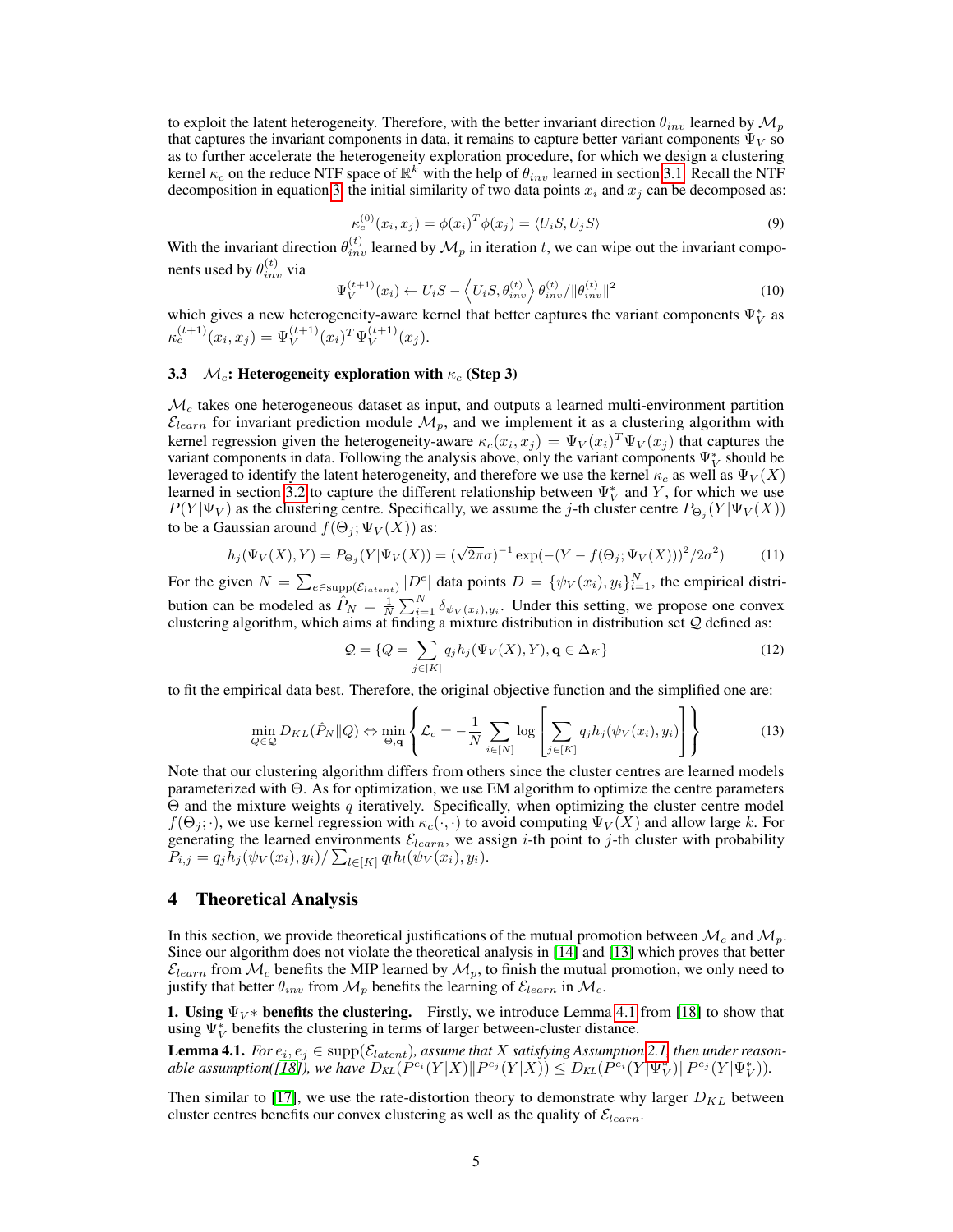to exploit the latent heterogeneity. Therefore, with the better invariant direction $\theta_{inv}$ learned by $\mathcal{M}_p$ that captures the invariant components in data, it remains to capture better variant components $\Psi_V$ so as to further accelerate the heterogeneity exploration procedure, for which we design a clustering kernel $\kappa_c$ on the reduce NTF space of $\mathbb{R}^k$ with the help of $\theta_{inv}$ learned in section 3.1. Recall the NTF decomposition in equation 3, the initial similarity of two data points $x_i$ and $x_j$ can be decomposed as:

$$\kappa_c^{(0)}(x_i, x_j) = \phi(x_i)^T \phi(x_j) = \langle U_i S, U_j S \rangle \tag{9}$$

With the invariant direction $\theta_{inv}^{(t)}$ learned by $\mathcal{M}_p$ in iteration $t$, we can wipe out the invariant components used by $\theta_{inv}^{(t)}$ via

$$\Psi_V^{(t+1)}(x_i) \leftarrow U_i S - \left\langle U_i S, \theta_{inv}^{(t)} \right\rangle \theta_{inv}^{(t)} / \|\theta_{inv}^{(t)}\|^2 \tag{10}$$

which gives a new heterogeneity-aware kernel that better captures the variant components $\Psi_V^*$ as $\kappa_c^{(t+1)}(x_i, x_j) = \Psi_V^{(t+1)}(x_i)^T \Psi_V^{(t+1)}(x_j)$.

### 3.3 $\mathcal{M}_c$: Heterogeneity exploration with $\kappa_c$ (Step 3)

$\mathcal{M}_c$ takes one heterogeneous dataset as input, and outputs a learned multi-environment partition $\mathcal{E}_{learn}$ for invariant prediction module $\mathcal{M}_p$, and we implement it as a clustering algorithm with kernel regression given the heterogeneity-aware $\kappa_c(x_i, x_j) = \Psi_V(x_i)^T \Psi_V(x_j)$ that captures the variant components in data. Following the analysis above, only the variant components $\Psi_V^*$ should be leveraged to identify the latent heterogeneity, and therefore we use the kernel $\kappa_c$ as well as $\Psi_V(X)$ learned in section 3.2 to capture the different relationship between $\Psi_V^*$ and $Y$, for which we use $P(Y|\Psi_V)$ as the clustering centre. Specifically, we assume the $j$-th cluster centre $P_{\Theta_j}(Y|\Psi_V(X))$ to be a Gaussian around $f(\Theta_j; \Psi_V(X))$ as:

$$h_j(\Psi_V(X), Y) = P_{\Theta_j}(Y|\Psi_V(X)) = (\sqrt{2\pi}\sigma)^{-1} \exp(-(Y - f(\Theta_j; \Psi_V(X)))^2 / 2\sigma^2) \tag{11}$$

For the given $N = \sum_{e \in \text{supp}(\mathcal{E}_{latent})} |D^e|$ data points $D = \{\psi_V(x_i), y_i\}_{i=1}^N$, the empirical distribution can be modeled as $\hat{P}_N = \frac{1}{N}\sum_{i=1}^N \delta_{\psi_V(x_i), y_i}$. Under this setting, we propose one convex clustering algorithm, which aims at finding a mixture distribution in distribution set $\mathcal{Q}$ defined as:

$$\mathcal{Q} = \{Q = \sum_{j \in [K]} q_j h_j(\Psi_V(X), Y), \mathbf{q} \in \Delta_K\} \tag{12}$$

to fit the empirical data best. Therefore, the original objective function and the simplified one are:

$$\min_{Q \in \mathcal{Q}} D_{KL}(\hat{P}_N \| Q) \Leftrightarrow \min_{\Theta, \mathbf{q}} \left\{ \mathcal{L}_c = -\frac{1}{N} \sum_{i \in [N]} \log \left[ \sum_{j \in [K]} q_j h_j(\psi_V(x_i), y_i) \right] \right\} \tag{13}$$

Note that our clustering algorithm differs from others since the cluster centres are learned models parameterized with $\Theta$. As for optimization, we use EM algorithm to optimize the centre parameters $\Theta$ and the mixture weights $q$ iteratively. Specifically, when optimizing the cluster centre model $f(\Theta_j; \cdot)$, we use kernel regression with $\kappa_c(\cdot, \cdot)$ to avoid computing $\Psi_V(X)$ and allow large $k$. For generating the learned environments $\mathcal{E}_{learn}$, we assign $i$-th point to $j$-th cluster with probability $P_{i,j} = q_j h_j(\psi_V(x_i), y_i) / \sum_{l \in [K]} q_l h_l(\psi_V(x_i), y_i)$.

## 4 Theoretical Analysis

In this section, we provide theoretical justifications of the mutual promotion between $\mathcal{M}_c$ and $\mathcal{M}_p$. Since our algorithm does not violate the theoretical analysis in [14] and [13] which proves that better $\mathcal{E}_{learn}$ from $\mathcal{M}_c$ benefits the MIP learned by $\mathcal{M}_p$, to finish the mutual promotion, we only need to justify that better $\theta_{inv}$ from $\mathcal{M}_p$ benefits the learning of $\mathcal{E}_{learn}$ in $\mathcal{M}_c$.

**1. Using $\Psi_V*$ benefits the clustering.** Firstly, we introduce Lemma 4.1 from [18] to show that using $\Psi_V^*$ benefits the clustering in terms of larger between-cluster distance.

**Lemma 4.1.** *For $e_i, e_j \in \text{supp}(\mathcal{E}_{latent})$, assume that $X$ satisfying Assumption 2.1, then under reasonable assumption([18]), we have $D_{KL}(P^{e_i}(Y|X) \| P^{e_j}(Y|X)) \le D_{KL}(P^{e_i}(Y|\Psi_V^*) \| P^{e_j}(Y|\Psi_V^*))$.*

Then similar to [17], we use the rate-distortion theory to demonstrate why larger $D_{KL}$ between cluster centres benefits our convex clustering as well as the quality of $\mathcal{E}_{learn}$.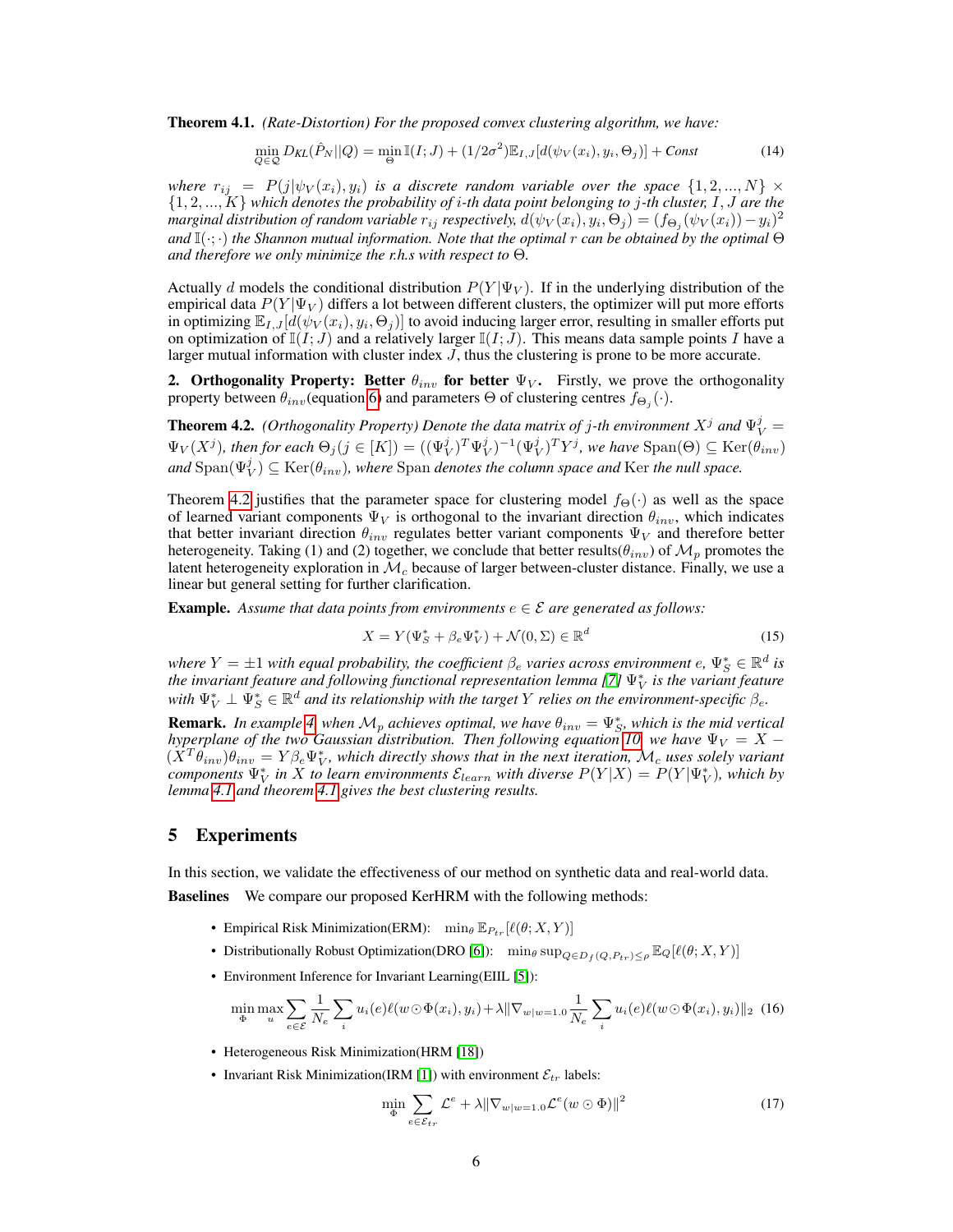**Theorem 4.1.** *(Rate-Distortion) For the proposed convex clustering algorithm, we have:*

$$\min_{Q \in \mathcal{Q}} D_{KL}(\hat{P}_N || Q) = \min_{\Theta} \mathbb{I}(I; J) + (1/2\sigma^2)\mathbb{E}_{I,J}[d(\psi_V(x_i), y_i, \Theta_j)] + Const \tag{14}$$

*where $r_{ij} = P(j|\psi_V(x_i), y_i)$ is a discrete random variable over the space $\{1, 2, ..., N\} \times \{1, 2, ..., K\}$ which denotes the probability of $i$-th data point belonging to $j$-th cluster, $I, J$ are the marginal distribution of random variable $r_{ij}$ respectively, $d(\psi_V(x_i), y_i, \Theta_j) = (f_{\Theta_j}(\psi_V(x_i)) - y_i)^2$ and $\mathbb{I}(\cdot;\cdot)$ the Shannon mutual information. Note that the optimal $r$ can be obtained by the optimal $\Theta$ and therefore we only minimize the r.h.s with respect to $\Theta$.*

Actually $d$ models the conditional distribution $P(Y|\Psi_V)$. If in the underlying distribution of the empirical data $P(Y|\Psi_V)$ differs a lot between different clusters, the optimizer will put more efforts in optimizing $\mathbb{E}_{I,J}[d(\psi_V(x_i), y_i, \Theta_j)]$ to avoid inducing larger error, resulting in smaller efforts put on optimization of $\mathbb{I}(I; J)$ and a relatively larger $\mathbb{I}(I; J)$. This means data sample points $I$ have a larger mutual information with cluster index $J$, thus the clustering is prone to be more accurate.

**2. Orthogonality Property: Better $\theta_{inv}$ for better $\Psi_V$.** Firstly, we prove the orthogonality property between $\theta_{inv}$(equation 6) and parameters $\Theta$ of clustering centres $f_{\Theta_j}(\cdot)$.

**Theorem 4.2.** *(Orthogonality Property) Denote the data matrix of $j$-th environment $X^j$ and $\Psi_V^j = \Psi_V(X^j)$, then for each $\Theta_j(j \in [K]) = ((\Psi_V^j)^T\Psi_V^j)^{-1}(\Psi_V^j)^T Y^j$, we have $\text{Span}(\Theta) \subseteq \text{Ker}(\theta_{inv})$ and $\text{Span}(\Psi_V^j) \subseteq \text{Ker}(\theta_{inv})$, where Span denotes the column space and Ker the null space.*

Theorem 4.2 justifies that the parameter space for clustering model $f_\Theta(\cdot)$ as well as the space of learned variant components $\Psi_V$ is orthogonal to the invariant direction $\theta_{inv}$, which indicates that better invariant direction $\theta_{inv}$ regulates better variant components $\Psi_V$ and therefore better heterogeneity. Taking (1) and (2) together, we conclude that better results($\theta_{inv}$) of $\mathcal{M}_p$ promotes the latent heterogeneity exploration in $\mathcal{M}_c$ because of larger between-cluster distance. Finally, we use a linear but general setting for further clarification.

**Example.** *Assume that data points from environments $e \in \mathcal{E}$ are generated as follows:*

$$X = Y(\Psi_S^* + \beta_e \Psi_V^*) + \mathcal{N}(0, \Sigma) \in \mathbb{R}^d \tag{15}$$

*where $Y = \pm 1$ with equal probability, the coefficient $\beta_e$ varies across environment $e$, $\Psi_S^* \in \mathbb{R}^d$ is the invariant feature and following functional representation lemma [7] $\Psi_V^*$ is the variant feature with $\Psi_V^* \perp \Psi_S^* \in \mathbb{R}^d$ and its relationship with the target $Y$ relies on the environment-specific $\beta_e$.*

**Remark.** *In example 4, when $\mathcal{M}_p$ achieves optimal, we have $\theta_{inv} = \Psi_S^*$, which is the mid vertical hyperplane of the two Gaussian distribution. Then following equation 10, we have $\Psi_V = X - (X^T\theta_{inv})\theta_{inv} = Y\beta_e\Psi_V^*$, which directly shows that in the next iteration, $\mathcal{M}_c$ uses solely variant components $\Psi_V^*$ in $X$ to learn environments $\mathcal{E}_{learn}$ with diverse $P(Y|X) = P(Y|\Psi_V^*)$, which by lemma 4.1 and theorem 4.1 gives the best clustering results.*

## 5 Experiments

In this section, we validate the effectiveness of our method on synthetic data and real-world data.

**Baselines** We compare our proposed KerHRM with the following methods:

- Empirical Risk Minimization(ERM): $\min_\theta \mathbb{E}_{P_{tr}}[\ell(\theta; X, Y)]$
- Distributionally Robust Optimization(DRO [6]): $\min_\theta \sup_{Q \in D_f(Q, P_{tr}) \leq \rho} \mathbb{E}_Q[\ell(\theta; X, Y)]$
- Environment Inference for Invariant Learning(EIIL [5]):

$$\min_\Phi \max_u \sum_{e \in \mathcal{E}} \frac{1}{N_e} \sum_i u_i(e)\ell(w \odot \Phi(x_i), y_i) + \lambda \|\nabla_{w|w=1.0} \frac{1}{N_e} \sum_i u_i(e)\ell(w \odot \Phi(x_i), y_i)\|_2 \tag{16}$$

- Heterogeneous Risk Minimization(HRM [18])
- Invariant Risk Minimization(IRM [1]) with environment $\mathcal{E}_{tr}$ labels:

$$\min_\Phi \sum_{e \in \mathcal{E}_{tr}} \mathcal{L}^e + \lambda \|\nabla_{w|w=1.0} \mathcal{L}^e(w \odot \Phi)\|^2 \tag{17}$$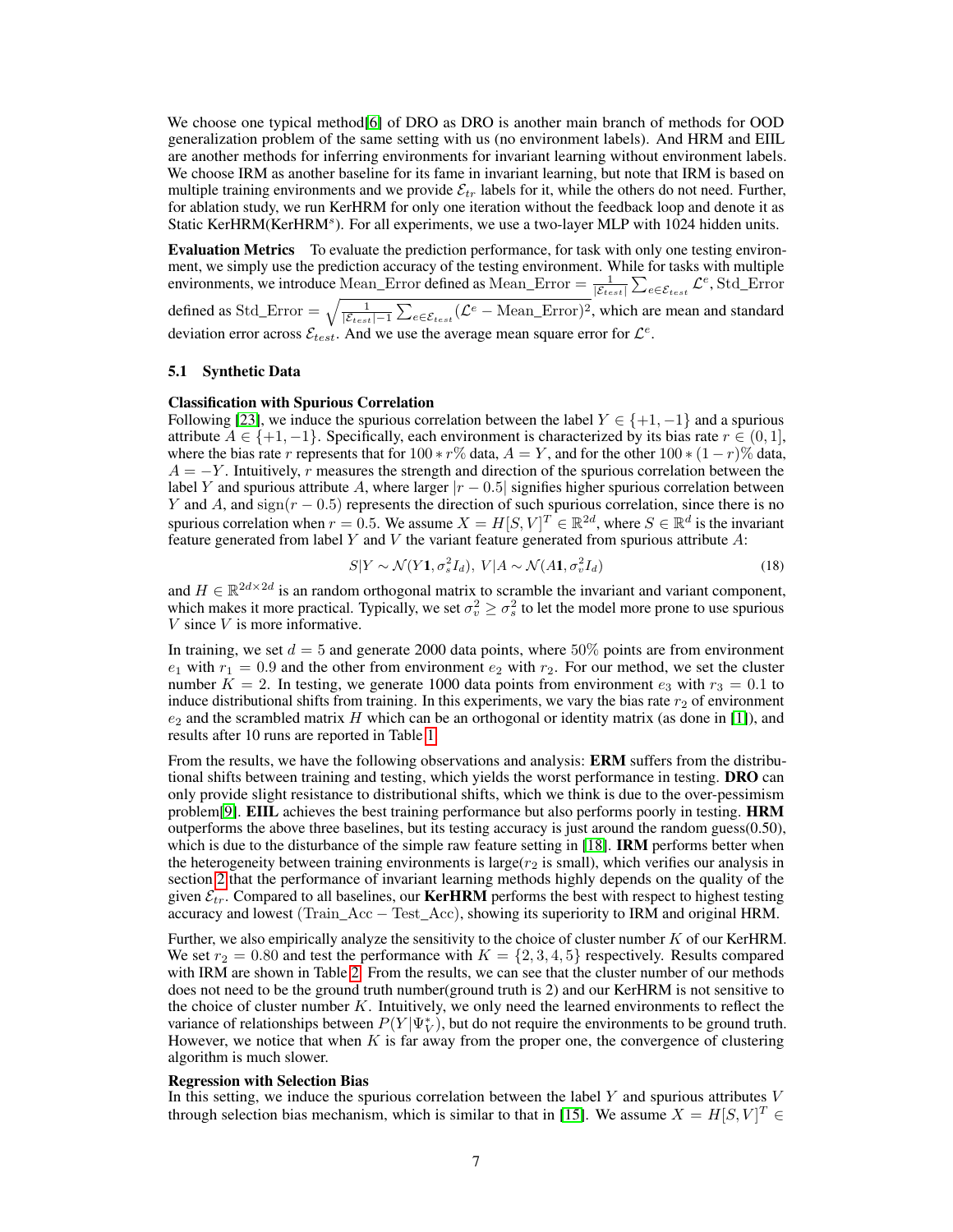We choose one typical method[6] of DRO as DRO is another main branch of methods for OOD generalization problem of the same setting with us (no environment labels). And HRM and EIIL are another methods for inferring environments for invariant learning without environment labels. We choose IRM as another baseline for its fame in invariant learning, but note that IRM is based on multiple training environments and we provide $\mathcal{E}_{tr}$ labels for it, while the others do not need. Further, for ablation study, we run KerHRM for only one iteration without the feedback loop and denote it as Static KerHRM(KerHRM$^s$). For all experiments, we use a two-layer MLP with 1024 hidden units.

**Evaluation Metrics** To evaluate the prediction performance, for task with only one testing environment, we simply use the prediction accuracy of the testing environment. While for tasks with multiple environments, we introduce Mean_Error defined as $\text{Mean\_Error} = \frac{1}{|\mathcal{E}_{test}|}\sum_{e\in\mathcal{E}_{test}}\mathcal{L}^e$, Std_Error defined as $\text{Std\_Error} = \sqrt{\frac{1}{|\mathcal{E}_{test}|-1}\sum_{e\in\mathcal{E}_{test}}(\mathcal{L}^e - \text{Mean\_Error})^2}$, which are mean and standard deviation error across $\mathcal{E}_{test}$. And we use the average mean square error for $\mathcal{L}^e$.

### 5.1 Synthetic Data

**Classification with Spurious Correlation**
Following [23], we induce the spurious correlation between the label $Y \in \{+1, -1\}$ and a spurious attribute $A \in \{+1, -1\}$. Specifically, each environment is characterized by its bias rate $r \in (0, 1]$, where the bias rate $r$ represents that for $100 * r\%$ data, $A = Y$, and for the other $100 * (1 - r)\%$ data, $A = -Y$. Intuitively, $r$ measures the strength and direction of the spurious correlation between the label $Y$ and spurious attribute $A$, where larger $|r - 0.5|$ signifies higher spurious correlation between $Y$ and $A$, and $\text{sign}(r - 0.5)$ represents the direction of such spurious correlation, since there is no spurious correlation when $r = 0.5$. We assume $X = H[S, V]^T \in \mathbb{R}^{2d}$, where $S \in \mathbb{R}^d$ is the invariant feature generated from label $Y$ and $V$ the variant feature generated from spurious attribute $A$:

$$S|Y \sim \mathcal{N}(Y\mathbf{1}, \sigma_s^2 I_d),\ V|A \sim \mathcal{N}(A\mathbf{1}, \sigma_v^2 I_d) \tag{18}$$

and $H \in \mathbb{R}^{2d\times 2d}$ is an random orthogonal matrix to scramble the invariant and variant component, which makes it more practical. Typically, we set $\sigma_v^2 \geq \sigma_s^2$ to let the model more prone to use spurious $V$ since $V$ is more informative.

In training, we set $d = 5$ and generate 2000 data points, where $50\%$ points are from environment $e_1$ with $r_1 = 0.9$ and the other from environment $e_2$ with $r_2$. For our method, we set the cluster number $K = 2$. In testing, we generate 1000 data points from environment $e_3$ with $r_3 = 0.1$ to induce distributional shifts from training. In this experiments, we vary the bias rate $r_2$ of environment $e_2$ and the scrambled matrix $H$ which can be an orthogonal or identity matrix (as done in [1]), and results after 10 runs are reported in Table 1.

From the results, we have the following observations and analysis: **ERM** suffers from the distributional shifts between training and testing, which yields the worst performance in testing. **DRO** can only provide slight resistance to distributional shifts, which we think is due to the over-pessimism problem[9]. **EIIL** achieves the best training performance but also performs poorly in testing. **HRM** outperforms the above three baselines, but its testing accuracy is just around the random guess(0.50), which is due to the disturbance of the simple raw feature setting in [18]. **IRM** performs better when the heterogeneity between training environments is large($r_2$ is small), which verifies our analysis in section 2 that the performance of invariant learning methods highly depends on the quality of the given $\mathcal{E}_{tr}$. Compared to all baselines, our **KerHRM** performs the best with respect to highest testing accuracy and lowest $(\text{Train\_Acc} - \text{Test\_Acc})$, showing its superiority to IRM and original HRM.

Further, we also empirically analyze the sensitivity to the choice of cluster number $K$ of our KerHRM. We set $r_2 = 0.80$ and test the performance with $K = \{2, 3, 4, 5\}$ respectively. Results compared with IRM are shown in Table 2. From the results, we can see that the cluster number of our methods does not need to be the ground truth number(ground truth is 2) and our KerHRM is not sensitive to the choice of cluster number $K$. Intuitively, we only need the learned environments to reflect the variance of relationships between $P(Y|\Psi_V^*)$, but do not require the environments to be ground truth. However, we notice that when $K$ is far away from the proper one, the convergence of clustering algorithm is much slower.

**Regression with Selection Bias**
In this setting, we induce the spurious correlation between the label $Y$ and spurious attributes $V$ through selection bias mechanism, which is similar to that in [15]. We assume $X = H[S, V]^T \in$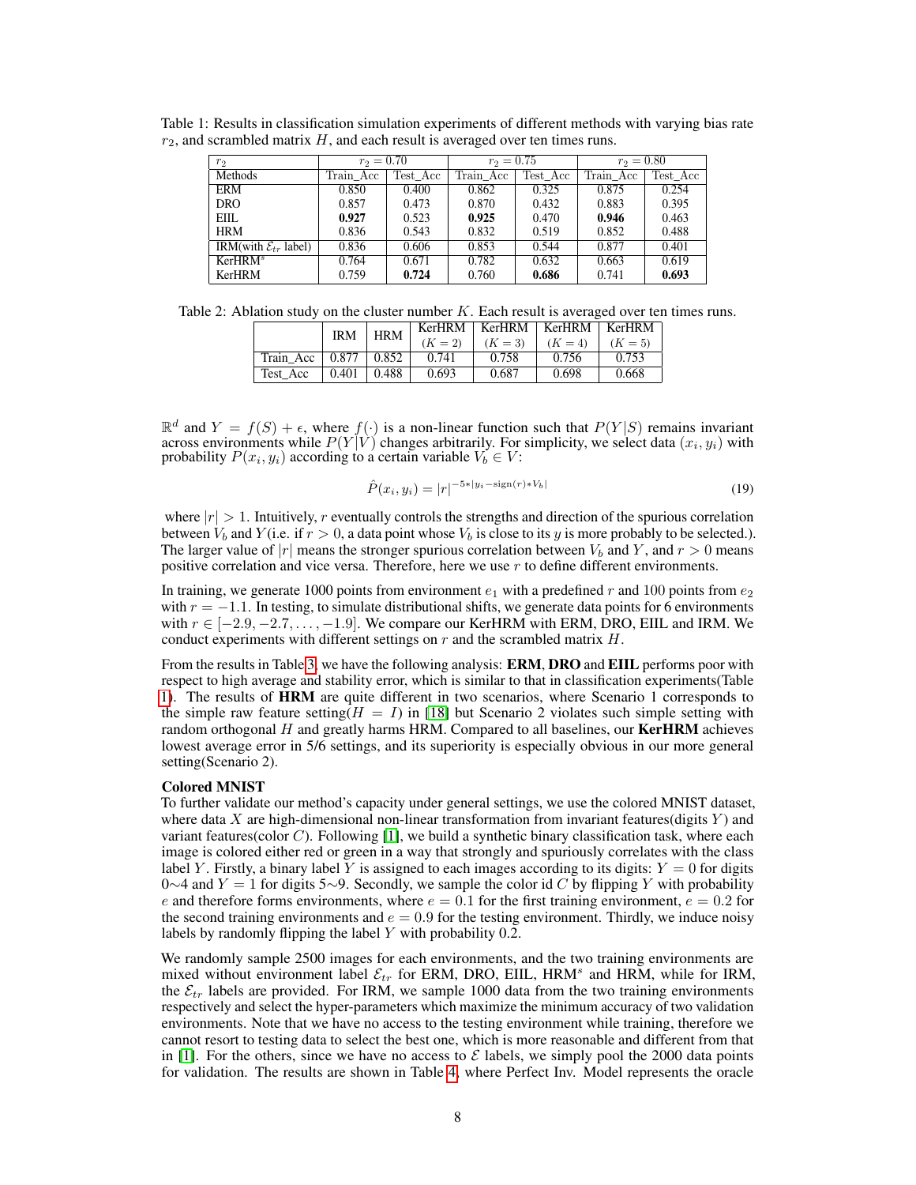Table 1: Results in classification simulation experiments of different methods with varying bias rate $r_2$, and scrambled matrix $H$, and each result is averaged over ten times runs.

| $r_2$ | $r_2 = 0.70$ | | $r_2 = 0.75$ | | $r_2 = 0.80$ | |
|---|---|---|---|---|---|---|
| Methods | Train_Acc | Test_Acc | Train_Acc | Test_Acc | Train_Acc | Test_Acc |
| ERM | 0.850 | 0.400 | 0.862 | 0.325 | 0.875 | 0.254 |
| DRO | 0.857 | 0.473 | 0.870 | 0.432 | 0.883 | 0.395 |
| EIIL | **0.927** | 0.523 | **0.925** | 0.470 | **0.946** | 0.463 |
| HRM | 0.836 | 0.543 | 0.832 | 0.519 | 0.852 | 0.488 |
| IRM(with $\mathcal{E}_{tr}$ label) | 0.836 | 0.606 | 0.853 | 0.544 | 0.877 | 0.401 |
| KerHRM$^s$ | 0.764 | 0.671 | 0.782 | 0.632 | 0.663 | 0.619 |
| KerHRM | 0.759 | **0.724** | 0.760 | **0.686** | 0.741 | **0.693** |

Table 2: Ablation study on the cluster number $K$. Each result is averaged over ten times runs.

| | IRM | HRM | KerHRM ($K = 2$) | KerHRM ($K = 3$) | KerHRM ($K = 4$) | KerHRM ($K = 5$) |
|---|---|---|---|---|---|---|
| Train_Acc | 0.877 | 0.852 | 0.741 | 0.758 | 0.756 | 0.753 |
| Test_Acc | 0.401 | 0.488 | 0.693 | 0.687 | 0.698 | 0.668 |

$\mathbb{R}^d$ and $Y = f(S) + \epsilon$, where $f(\cdot)$ is a non-linear function such that $P(Y|S)$ remains invariant across environments while $P(Y|V)$ changes arbitrarily. For simplicity, we select data $(x_i, y_i)$ with probability $P(x_i, y_i)$ according to a certain variable $V_b \in V$:

$$\hat{P}(x_i, y_i) = |r|^{-5*|y_i - \text{sign}(r)*V_b|} \tag{19}$$

where $|r| > 1$. Intuitively, $r$ eventually controls the strengths and direction of the spurious correlation between $V_b$ and $Y$(i.e. if $r > 0$, a data point whose $V_b$ is close to its $y$ is more probably to be selected.). The larger value of $|r|$ means the stronger spurious correlation between $V_b$ and $Y$, and $r > 0$ means positive correlation and vice versa. Therefore, here we use $r$ to define different environments.

In training, we generate 1000 points from environment $e_1$ with a predefined $r$ and 100 points from $e_2$ with $r = -1.1$. In testing, to simulate distributional shifts, we generate data points for 6 environments with $r \in [-2.9, -2.7, \ldots, -1.9]$. We compare our KerHRM with ERM, DRO, EIIL and IRM. We conduct experiments with different settings on $r$ and the scrambled matrix $H$.

From the results in Table 3, we have the following analysis: **ERM**, **DRO** and **EIIL** performs poor with respect to high average and stability error, which is similar to that in classification experiments(Table 1). The results of **HRM** are quite different in two scenarios, where Scenario 1 corresponds to the simple raw feature setting($H = I$) in [18] but Scenario 2 violates such simple setting with random orthogonal $H$ and greatly harms HRM. Compared to all baselines, our **KerHRM** achieves lowest average error in 5/6 settings, and its superiority is especially obvious in our more general setting(Scenario 2).

**Colored MNIST**

To further validate our method's capacity under general settings, we use the colored MNIST dataset, where data $X$ are high-dimensional non-linear transformation from invariant features(digits $Y$) and variant features(color $C$). Following [1], we build a synthetic binary classification task, where each image is colored either red or green in a way that strongly and spuriously correlates with the class label $Y$. Firstly, a binary label $Y$ is assigned to each images according to its digits: $Y = 0$ for digits 0$\sim$4 and $Y = 1$ for digits 5$\sim$9. Secondly, we sample the color id $C$ by flipping $Y$ with probability $e$ and therefore forms environments, where $e = 0.1$ for the first training environment, $e = 0.2$ for the second training environments and $e = 0.9$ for the testing environment. Thirdly, we induce noisy labels by randomly flipping the label $Y$ with probability 0.2.

We randomly sample 2500 images for each environments, and the two training environments are mixed without environment label $\mathcal{E}_{tr}$ for ERM, DRO, EIIL, HRM$^s$ and HRM, while for IRM, the $\mathcal{E}_{tr}$ labels are provided. For IRM, we sample 1000 data from the two training environments respectively and select the hyper-parameters which maximize the minimum accuracy of two validation environments. Note that we have no access to the testing environment while training, therefore we cannot resort to testing data to select the best one, which is more reasonable and different from that in [1]. For the others, since we have no access to $\mathcal{E}$ labels, we simply pool the 2000 data points for validation. The results are shown in Table 4, where Perfect Inv. Model represents the oracle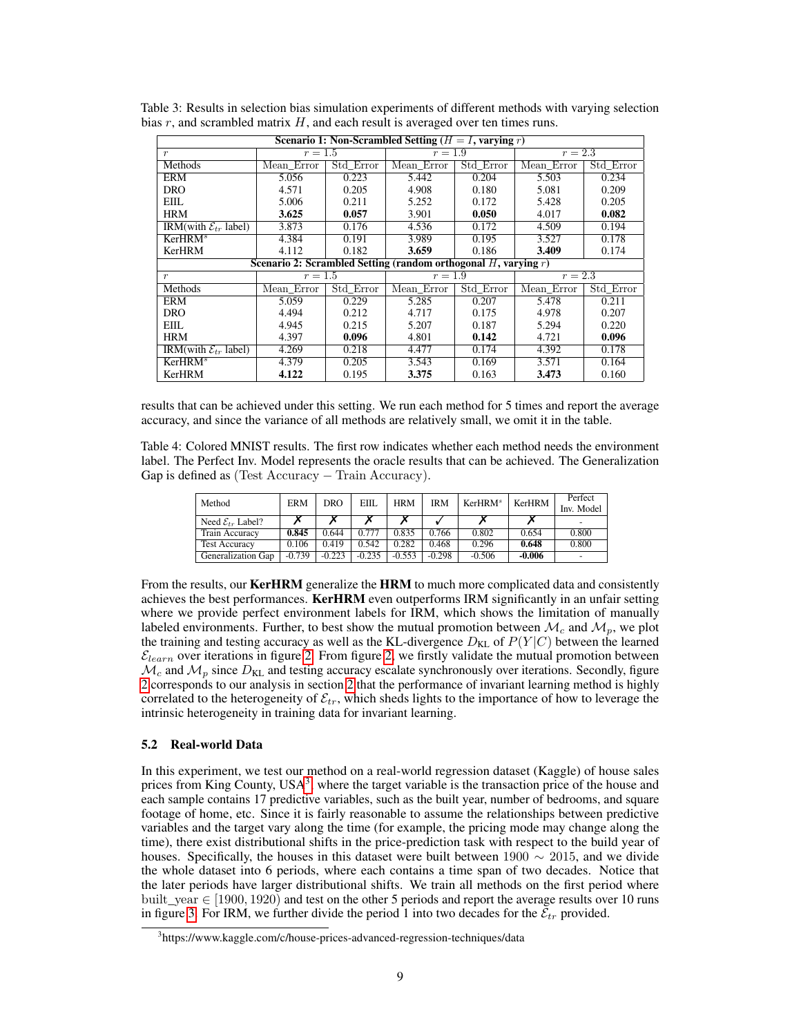Table 3: Results in selection bias simulation experiments of different methods with varying selection bias $r$, and scrambled matrix $H$, and each result is averaged over ten times runs.

| **Scenario 1: Non-Scrambled Setting ($H = I$, varying $r$)** | | | | | | |
|---|---|---|---|---|---|---|
| $r$ | $r = 1.5$ | | $r = 1.9$ | | $r = 2.3$ | |
| Methods | Mean_Error | Std_Error | Mean_Error | Std_Error | Mean_Error | Std_Error |
| ERM | 5.056 | 0.223 | 5.442 | 0.204 | 5.503 | 0.234 |
| DRO | 4.571 | 0.205 | 4.908 | 0.180 | 5.081 | 0.209 |
| EIIL | 5.006 | 0.211 | 5.252 | 0.172 | 5.428 | 0.205 |
| HRM | **3.625** | **0.057** | 3.901 | **0.050** | 4.017 | **0.082** |
| IRM(with $\mathcal{E}_{tr}$ label) | 3.873 | 0.176 | 4.536 | 0.172 | 4.509 | 0.194 |
| KerHRM$^s$ | 4.384 | 0.191 | 3.989 | 0.195 | 3.527 | 0.178 |
| KerHRM | 4.112 | 0.182 | **3.659** | 0.186 | **3.409** | 0.174 |
| **Scenario 2: Scrambled Setting (random orthogonal $H$, varying $r$)** | | | | | | |
| $r$ | $r = 1.5$ | | $r = 1.9$ | | $r = 2.3$ | |
| Methods | Mean_Error | Std_Error | Mean_Error | Std_Error | Mean_Error | Std_Error |
| ERM | 5.059 | 0.229 | 5.285 | 0.207 | 5.478 | 0.211 |
| DRO | 4.494 | 0.212 | 4.717 | 0.175 | 4.978 | 0.207 |
| EIIL | 4.945 | 0.215 | 5.207 | 0.187 | 5.294 | 0.220 |
| HRM | 4.397 | **0.096** | 4.801 | **0.142** | 4.721 | **0.096** |
| IRM(with $\mathcal{E}_{tr}$ label) | 4.269 | 0.218 | 4.477 | 0.174 | 4.392 | 0.178 |
| KerHRM$^s$ | 4.379 | 0.205 | 3.543 | 0.169 | 3.571 | 0.164 |
| KerHRM | **4.122** | 0.195 | **3.375** | 0.163 | **3.473** | 0.160 |

results that can be achieved under this setting. We run each method for 5 times and report the average accuracy, and since the variance of all methods are relatively small, we omit it in the table.

Table 4: Colored MNIST results. The first row indicates whether each method needs the environment label. The Perfect Inv. Model represents the oracle results that can be achieved. The Generalization Gap is defined as (Test Accuracy − Train Accuracy).

| Method | ERM | DRO | EIIL | HRM | IRM | KerHRM$^s$ | KerHRM | Perfect Inv. Model |
|---|---|---|---|---|---|---|---|---|
| Need $\mathcal{E}_{tr}$ Label? | ✗ | ✗ | ✗ | ✗ | ✓ | ✗ | ✗ | - |
| Train Accuracy | **0.845** | 0.644 | 0.777 | 0.835 | 0.766 | 0.802 | 0.654 | 0.800 |
| Test Accuracy | 0.106 | 0.419 | 0.542 | 0.282 | 0.468 | 0.296 | **0.648** | 0.800 |
| Generalization Gap | -0.739 | -0.223 | -0.235 | -0.553 | -0.298 | -0.506 | **-0.006** | - |

From the results, our **KerHRM** generalize the **HRM** to much more complicated data and consistently achieves the best performances. **KerHRM** even outperforms IRM significantly in an unfair setting where we provide perfect environment labels for IRM, which shows the limitation of manually labeled environments. Further, to best show the mutual promotion between $\mathcal{M}_c$ and $\mathcal{M}_p$, we plot the training and testing accuracy as well as the KL-divergence $D_{\text{KL}}$ of $P(Y|C)$ between the learned $\mathcal{E}_{learn}$ over iterations in figure 2. From figure 2, we firstly validate the mutual promotion between $\mathcal{M}_c$ and $\mathcal{M}_p$ since $D_{\text{KL}}$ and testing accuracy escalate synchronously over iterations. Secondly, figure 2 corresponds to our analysis in section 2 that the performance of invariant learning method is highly correlated to the heterogeneity of $\mathcal{E}_{tr}$, which sheds lights to the importance of how to leverage the intrinsic heterogeneity in training data for invariant learning.

### 5.2 Real-world Data

In this experiment, we test our method on a real-world regression dataset (Kaggle) of house sales prices from King County, USA[3], where the target variable is the transaction price of the house and each sample contains 17 predictive variables, such as the built year, number of bedrooms, and square footage of home, etc. Since it is fairly reasonable to assume the relationships between predictive variables and the target vary along the time (for example, the pricing mode may change along the time), there exist distributional shifts in the price-prediction task with respect to the build year of houses. Specifically, the houses in this dataset were built between $1900 \sim 2015$, and we divide the whole dataset into 6 periods, where each contains a time span of two decades. Notice that the later periods have larger distributional shifts. We train all methods on the first period where built_year $\in [1900, 1920)$ and test on the other 5 periods and report the average results over 10 runs in figure 3. For IRM, we further divide the period 1 into two decades for the $\mathcal{E}_{tr}$ provided.

[3]https://www.kaggle.com/c/house-prices-advanced-regression-techniques/data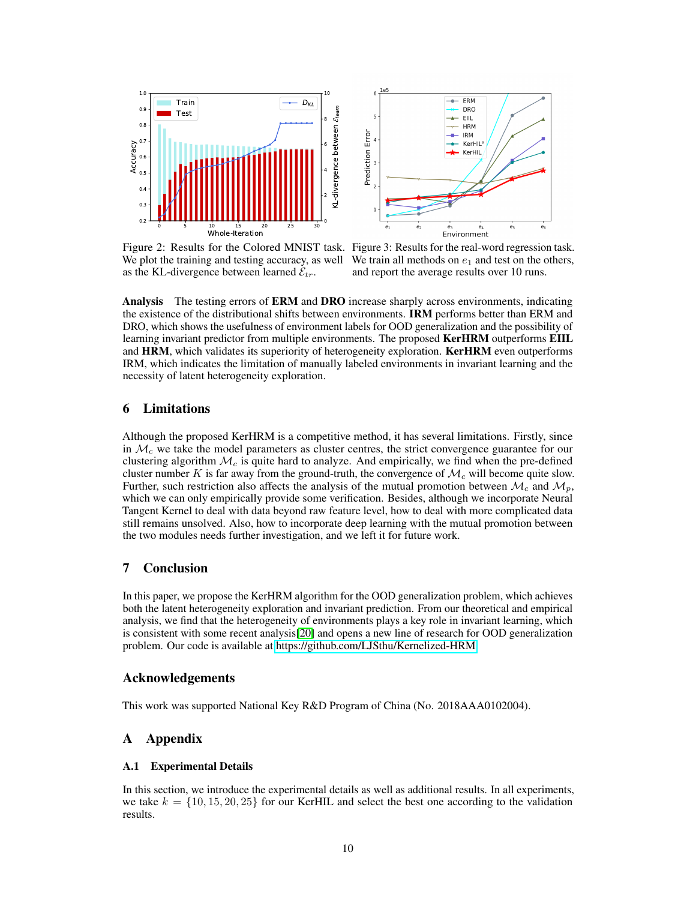Figure 2: Results for the Colored MNIST task. We plot the training and testing accuracy, as well as the KL-divergence between learned $\mathcal{E}_{tr}$.

Figure 3: Results for the real-word regression task. We train all methods on $e_1$ and test on the others, and report the average results over 10 runs.

**Analysis** The testing errors of **ERM** and **DRO** increase sharply across environments, indicating the existence of the distributional shifts between environments. **IRM** performs better than ERM and DRO, which shows the usefulness of environment labels for OOD generalization and the possibility of learning invariant predictor from multiple environments. The proposed **KerHRM** outperforms **EIIL** and **HRM**, which validates its superiority of heterogeneity exploration. **KerHRM** even outperforms IRM, which indicates the limitation of manually labeled environments in invariant learning and the necessity of latent heterogeneity exploration.

## 6 Limitations

Although the proposed KerHRM is a competitive method, it has several limitations. Firstly, since in $\mathcal{M}_c$ we take the model parameters as cluster centres, the strict convergence guarantee for our clustering algorithm $\mathcal{M}_c$ is quite hard to analyze. And empirically, we find when the pre-defined cluster number $K$ is far away from the ground-truth, the convergence of $\mathcal{M}_c$ will become quite slow. Further, such restriction also affects the analysis of the mutual promotion between $\mathcal{M}_c$ and $\mathcal{M}_p$, which we can only empirically provide some verification. Besides, although we incorporate Neural Tangent Kernel to deal with data beyond raw feature level, how to deal with more complicated data still remains unsolved. Also, how to incorporate deep learning with the mutual promotion between the two modules needs further investigation, and we left it for future work.

## 7 Conclusion

In this paper, we propose the KerHRM algorithm for the OOD generalization problem, which achieves both the latent heterogeneity exploration and invariant prediction. From our theoretical and empirical analysis, we find that the heterogeneity of environments plays a key role in invariant learning, which is consistent with some recent analysis[20] and opens a new line of research for OOD generalization problem. Our code is available at https://github.com/LJSthu/Kernelized-HRM

## Acknowledgements

This work was supported National Key R&D Program of China (No. 2018AAA0102004).

## A Appendix

### A.1 Experimental Details

In this section, we introduce the experimental details as well as additional results. In all experiments, we take $k = \{10, 15, 20, 25\}$ for our KerHIL and select the best one according to the validation results.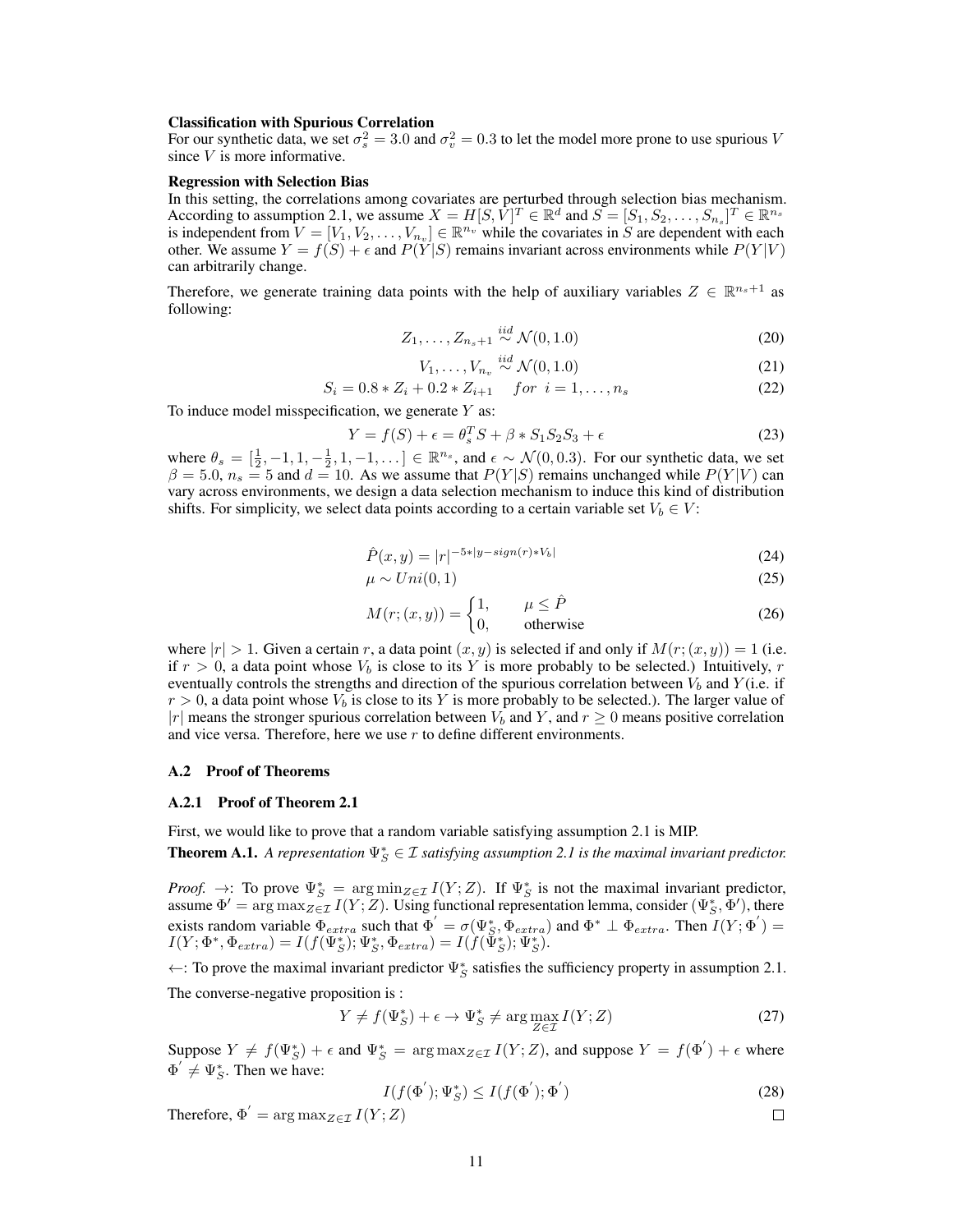**Classification with Spurious Correlation**

For our synthetic data, we set $\sigma_s^2 = 3.0$ and $\sigma_v^2 = 0.3$ to let the model more prone to use spurious $V$ since $V$ is more informative.

**Regression with Selection Bias**

In this setting, the correlations among covariates are perturbed through selection bias mechanism. According to assumption 2.1, we assume $X = H[S, V]^T \in \mathbb{R}^d$ and $S = [S_1, S_2, \ldots, S_{n_s}]^T \in \mathbb{R}^{n_s}$ is independent from $V = [V_1, V_2, \ldots, V_{n_v}] \in \mathbb{R}^{n_v}$ while the covariates in $S$ are dependent with each other. We assume $Y = f(S) + \epsilon$ and $P(Y|S)$ remains invariant across environments while $P(Y|V)$ can arbitrarily change.

Therefore, we generate training data points with the help of auxiliary variables $Z \in \mathbb{R}^{n_s+1}$ as following:

$$Z_1, \ldots, Z_{n_s+1} \overset{iid}{\sim} \mathcal{N}(0, 1.0) \tag{20}$$

$$V_1, \ldots, V_{n_v} \overset{iid}{\sim} \mathcal{N}(0, 1.0) \tag{21}$$

$$S_i = 0.8 * Z_i + 0.2 * Z_{i+1} \quad for \;\; i = 1, \ldots, n_s \tag{22}$$

To induce model misspecification, we generate $Y$ as:

$$Y = f(S) + \epsilon = \theta_s^T S + \beta * S_1 S_2 S_3 + \epsilon \tag{23}$$

where $\theta_s = [\frac{1}{2}, -1, 1, -\frac{1}{2}, 1, -1, \ldots] \in \mathbb{R}^{n_s}$, and $\epsilon \sim \mathcal{N}(0, 0.3)$. For our synthetic data, we set $\beta = 5.0$, $n_s = 5$ and $d = 10$. As we assume that $P(Y|S)$ remains unchanged while $P(Y|V)$ can vary across environments, we design a data selection mechanism to induce this kind of distribution shifts. For simplicity, we select data points according to a certain variable set $V_b \in V$:

$$\hat{P}(x, y) = |r|^{-5 * |y - sign(r) * V_b|} \tag{24}$$

$$\mu \sim Uni(0, 1) \tag{25}$$

$$M(r; (x, y)) = \begin{cases} 1, & \mu \leq \hat{P} \\ 0, & \text{otherwise} \end{cases} \tag{26}$$

where $|r| > 1$. Given a certain $r$, a data point $(x, y)$ is selected if and only if $M(r; (x, y)) = 1$ (i.e. if $r > 0$, a data point whose $V_b$ is close to its $Y$ is more probably to be selected.) Intuitively, $r$ eventually controls the strengths and direction of the spurious correlation between $V_b$ and $Y$(i.e. if $r > 0$, a data point whose $V_b$ is close to its $Y$ is more probably to be selected.). The larger value of $|r|$ means the stronger spurious correlation between $V_b$ and $Y$, and $r \geq 0$ means positive correlation and vice versa. Therefore, here we use $r$ to define different environments.

### A.2 Proof of Theorems

#### A.2.1 Proof of Theorem 2.1

First, we would like to prove that a random variable satisfying assumption 2.1 is MIP.

**Theorem A.1.** *A representation $\Psi_S^* \in \mathcal{I}$ satisfying assumption 2.1 is the maximal invariant predictor.*

*Proof.* $\rightarrow$: To prove $\Psi_S^* = \arg\min_{Z \in \mathcal{I}} I(Y; Z)$. If $\Psi_S^*$ is not the maximal invariant predictor, assume $\Phi' = \arg\max_{Z \in \mathcal{I}} I(Y; Z)$. Using functional representation lemma, consider $(\Psi_S^*, \Phi')$, there exists random variable $\Phi_{extra}$ such that $\Phi' = \sigma(\Psi_S^*, \Phi_{extra})$ and $\Phi^* \perp \Phi_{extra}$. Then $I(Y; \Phi') = I(Y; \Phi^*, \Phi_{extra}) = I(f(\Psi_S^*); \Psi_S^*, \Phi_{extra}) = I(f(\Psi_S^*); \Psi_S^*)$.

$\leftarrow$: To prove the maximal invariant predictor $\Psi_S^*$ satisfies the sufficiency property in assumption 2.1.

The converse-negative proposition is :

$$Y \neq f(\Psi_S^*) + \epsilon \rightarrow \Psi_S^* \neq \arg\max_{Z \in \mathcal{I}} I(Y; Z) \tag{27}$$

Suppose $Y \neq f(\Psi_S^*) + \epsilon$ and $\Psi_S^* = \arg\max_{Z \in \mathcal{I}} I(Y; Z)$, and suppose $Y = f(\Phi') + \epsilon$ where $\Phi' \neq \Psi_S^*$. Then we have:

$$I(f(\Phi'); \Psi_S^*) \leq I(f(\Phi'); \Phi') \tag{28}$$

Therefore, $\Phi' = \arg\max_{Z \in \mathcal{I}} I(Y; Z)$ $\square$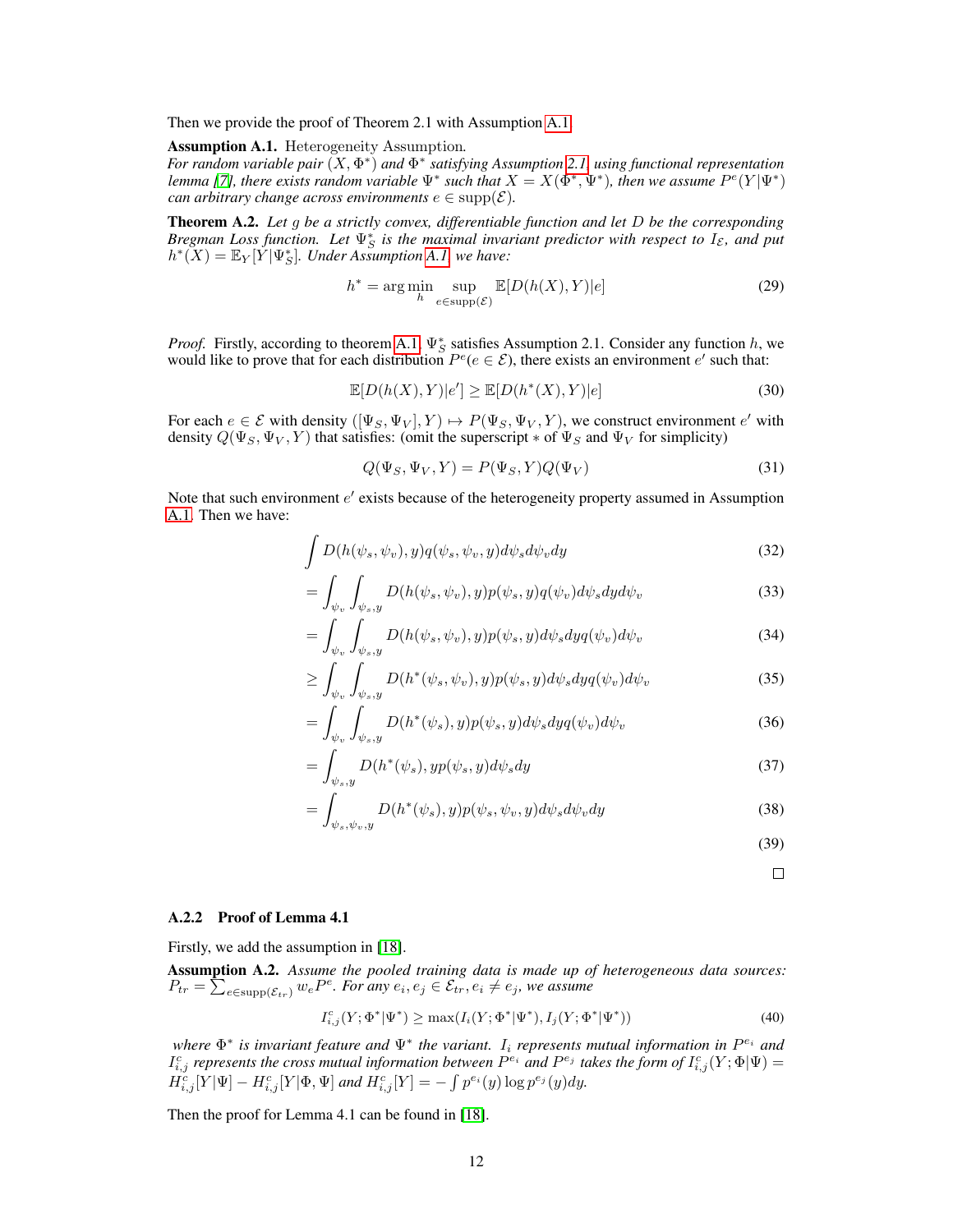Then we provide the proof of Theorem 2.1 with Assumption A.1.

**Assumption A.1.** Heterogeneity Assumption.
*For random variable pair $(X, \Phi^*)$ and $\Phi^*$ satisfying Assumption 2.1, using functional representation lemma [7], there exists random variable $\Psi^*$ such that $X = X(\Phi^*, \Psi^*)$, then we assume $P^e(Y|\Psi^*)$ can arbitrary change across environments $e \in \text{supp}(\mathcal{E})$.*

**Theorem A.2.** *Let $g$ be a strictly convex, differentiable function and let $D$ be the corresponding Bregman Loss function. Let $\Psi_S^*$ is the maximal invariant predictor with respect to $I_\mathcal{E}$, and put $h^*(X) = \mathbb{E}_Y[Y|\Psi_S^*]$. Under Assumption A.1, we have:*

$$h^* = \arg\min_h \sup_{e \in \text{supp}(\mathcal{E})} \mathbb{E}[D(h(X), Y)|e] \tag{29}$$

*Proof.* Firstly, according to theorem A.1, $\Psi_S^*$ satisfies Assumption 2.1. Consider any function $h$, we would like to prove that for each distribution $P^e (e \in \mathcal{E})$, there exists an environment $e'$ such that:

$$\mathbb{E}[D(h(X), Y)|e'] \geq \mathbb{E}[D(h^*(X), Y)|e] \tag{30}$$

For each $e \in \mathcal{E}$ with density $([\Psi_S, \Psi_V], Y) \mapsto P(\Psi_S, \Psi_V, Y)$, we construct environment $e'$ with density $Q(\Psi_S, \Psi_V, Y)$ that satisfies: (omit the superscript $*$ of $\Psi_S$ and $\Psi_V$ for simplicity)

$$Q(\Psi_S, \Psi_V, Y) = P(\Psi_S, Y)Q(\Psi_V) \tag{31}$$

Note that such environment $e'$ exists because of the heterogeneity property assumed in Assumption A.1. Then we have:

$$\int D(h(\psi_s, \psi_v), y) q(\psi_s, \psi_v, y) d\psi_s d\psi_v dy \tag{32}$$

$$= \int_{\psi_v} \int_{\psi_s, y} D(h(\psi_s, \psi_v), y) p(\psi_s, y) q(\psi_v) d\psi_s dy d\psi_v \tag{33}$$

$$= \int_{\psi_v} \int_{\psi_s, y} D(h(\psi_s, \psi_v), y) p(\psi_s, y) d\psi_s dy q(\psi_v) d\psi_v \tag{34}$$

$$\geq \int_{\psi_v} \int_{\psi_s, y} D(h^*(\psi_s, \psi_v), y) p(\psi_s, y) d\psi_s dy q(\psi_v) d\psi_v \tag{35}$$

$$= \int_{\psi_v} \int_{\psi_s, y} D(h^*(\psi_s), y) p(\psi_s, y) d\psi_s dy q(\psi_v) d\psi_v \tag{36}$$

$$= \int_{\psi_s, y} D(h^*(\psi_s), y p(\psi_s, y) d\psi_s dy \tag{37}$$

$$= \int_{\psi_s, \psi_v, y} D(h^*(\psi_s), y) p(\psi_s, \psi_v, y) d\psi_s d\psi_v dy \tag{38}$$

$$\tag{39}$$

□

### A.2.2 Proof of Lemma 4.1

Firstly, we add the assumption in [18].

**Assumption A.2.** *Assume the pooled training data is made up of heterogeneous data sources: $P_{tr} = \sum_{e \in \text{supp}(\mathcal{E}_{tr})} w_e P^e$. For any $e_i, e_j \in \mathcal{E}_{tr}, e_i \neq e_j$, we assume*

$$I_{i,j}^c(Y; \Phi^*|\Psi^*) \geq \max(I_i(Y; \Phi^*|\Psi^*), I_j(Y; \Phi^*|\Psi^*)) \tag{40}$$

*where $\Phi^*$ is invariant feature and $\Psi^*$ the variant. $I_i$ represents mutual information in $P^{e_i}$ and $I_{i,j}^c$ represents the cross mutual information between $P^{e_i}$ and $P^{e_j}$ takes the form of $I_{i,j}^c(Y; \Phi|\Psi) = H_{i,j}^c[Y|\Psi] - H_{i,j}^c[Y|\Phi, \Psi]$ and $H_{i,j}^c[Y] = -\int p^{e_i}(y) \log p^{e_j}(y) dy$.*

Then the proof for Lemma 4.1 can be found in [18].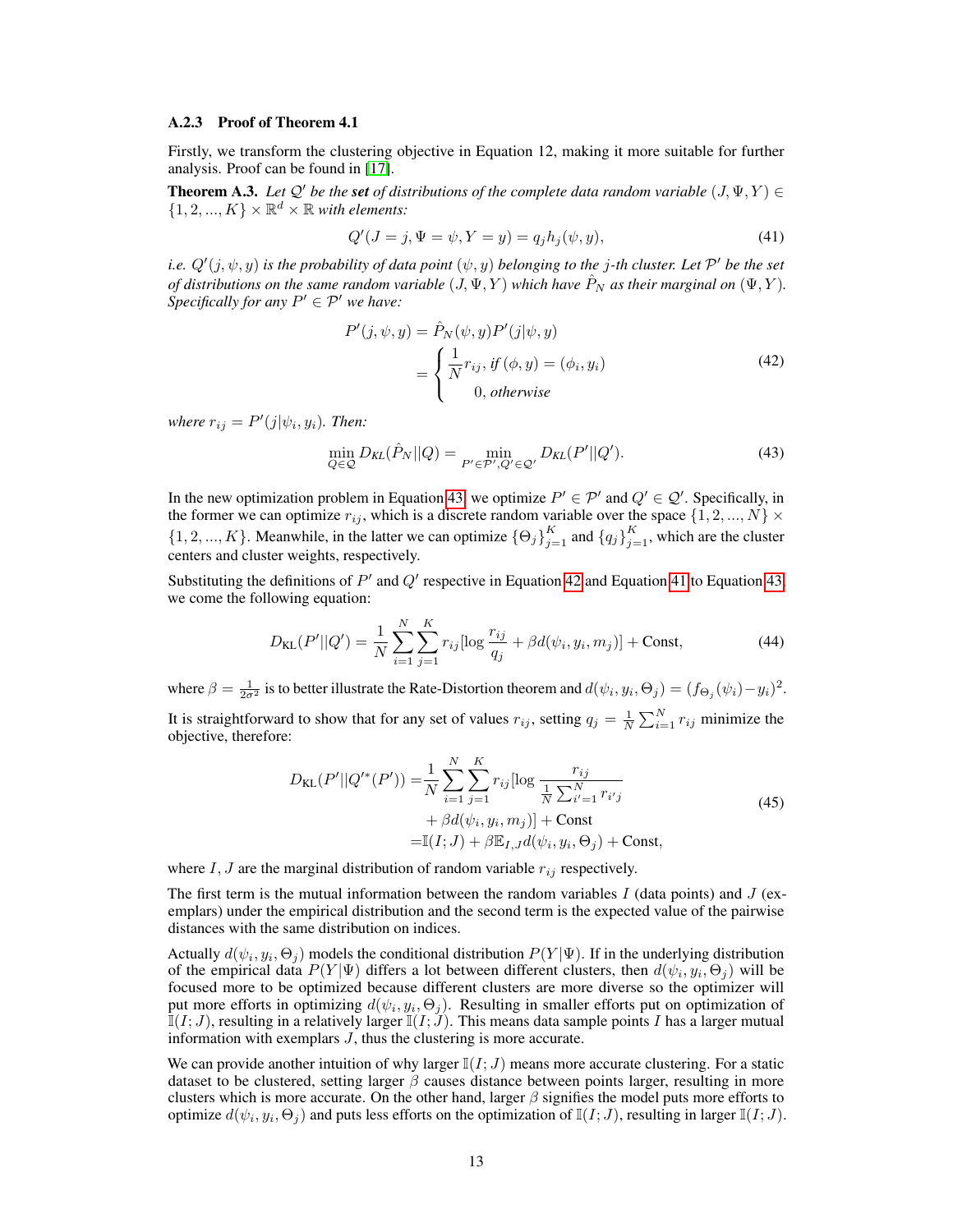#### A.2.3 Proof of Theorem 4.1

Firstly, we transform the clustering objective in Equation 12, making it more suitable for further analysis. Proof can be found in [17].

**Theorem A.3.** *Let $\mathcal{Q}'$ be the **set** of distributions of the complete data random variable $(J, \Psi, Y) \in \{1, 2, ..., K\} \times \mathbb{R}^d \times \mathbb{R}$ with elements:*

$$Q'(J = j, \Psi = \psi, Y = y) = q_j h_j(\psi, y), \tag{41}$$

*i.e. $Q'(j, \psi, y)$ is the probability of data point $(\psi, y)$ belonging to the $j$-th cluster. Let $\mathcal{P}'$ be the set of distributions on the same random variable $(J, \Psi, Y)$ which have $\hat{P}_N$ as their marginal on $(\Psi, Y)$. Specifically for any $P' \in \mathcal{P}'$ we have:*

$$\begin{aligned} P'(j, \psi, y) &= \hat{P}_N(\psi, y) P'(j|\psi, y) \\ &= \begin{cases} \dfrac{1}{N} r_{ij}, \text{ if } (\phi, y) = (\phi_i, y_i) \\ 0, \text{ otherwise} \end{cases} \end{aligned} \tag{42}$$

*where $r_{ij} = P'(j|\psi_i, y_i)$. Then:*

$$\min_{Q \in \mathcal{Q}} D_{KL}(\hat{P}_N || Q) = \min_{P' \in \mathcal{P}', Q' \in \mathcal{Q}'} D_{KL}(P' || Q'). \tag{43}$$

In the new optimization problem in Equation 43, we optimize $P' \in \mathcal{P}'$ and $Q' \in \mathcal{Q}'$. Specifically, in the former we can optimize $r_{ij}$, which is a discrete random variable over the space $\{1, 2, ..., N\} \times \{1, 2, ..., K\}$. Meanwhile, in the latter we can optimize $\{\Theta_j\}_{j=1}^K$ and $\{q_j\}_{j=1}^K$, which are the cluster centers and cluster weights, respectively.

Substituting the definitions of $P'$ and $Q'$ respective in Equation 42 and Equation 41 to Equation 43, we come the following equation:

$$D_{\text{KL}}(P' || Q') = \frac{1}{N} \sum_{i=1}^{N} \sum_{j=1}^{K} r_{ij} [\log \frac{r_{ij}}{q_j} + \beta d(\psi_i, y_i, m_j)] + \text{Const}, \tag{44}$$

where $\beta = \frac{1}{2\sigma^2}$ is to better illustrate the Rate-Distortion theorem and $d(\psi_i, y_i, \Theta_j) = (f_{\Theta_j}(\psi_i) - y_i)^2$.

It is straightforward to show that for any set of values $r_{ij}$, setting $q_j = \frac{1}{N} \sum_{i=1}^{N} r_{ij}$ minimize the objective, therefore:

$$\begin{aligned} D_{\text{KL}}(P' || Q'^*(P')) = &\frac{1}{N} \sum_{i=1}^{N} \sum_{j=1}^{K} r_{ij} [\log \frac{r_{ij}}{\frac{1}{N} \sum_{i'=1}^{N} r_{i'j}} \\ &+ \beta d(\psi_i, y_i, m_j)] + \text{Const} \\ = &\mathbb{I}(I; J) + \beta \mathbb{E}_{I,J} d(\psi_i, y_i, \Theta_j) + \text{Const}, \end{aligned} \tag{45}$$

where $I, J$ are the marginal distribution of random variable $r_{ij}$ respectively.

The first term is the mutual information between the random variables $I$ (data points) and $J$ (exemplars) under the empirical distribution and the second term is the expected value of the pairwise distances with the same distribution on indices.

Actually $d(\psi_i, y_i, \Theta_j)$ models the conditional distribution $P(Y|\Psi)$. If in the underlying distribution of the empirical data $P(Y|\Psi)$ differs a lot between different clusters, then $d(\psi_i, y_i, \Theta_j)$ will be focused more to be optimized because different clusters are more diverse so the optimizer will put more efforts in optimizing $d(\psi_i, y_i, \Theta_j)$. Resulting in smaller efforts put on optimization of $\mathbb{I}(I; J)$, resulting in a relatively larger $\mathbb{I}(I; J)$. This means data sample points $I$ has a larger mutual information with exemplars $J$, thus the clustering is more accurate.

We can provide another intuition of why larger $\mathbb{I}(I; J)$ means more accurate clustering. For a static dataset to be clustered, setting larger $\beta$ causes distance between points larger, resulting in more clusters which is more accurate. On the other hand, larger $\beta$ signifies the model puts more efforts to optimize $d(\psi_i, y_i, \Theta_j)$ and puts less efforts on the optimization of $\mathbb{I}(I; J)$, resulting in larger $\mathbb{I}(I; J)$.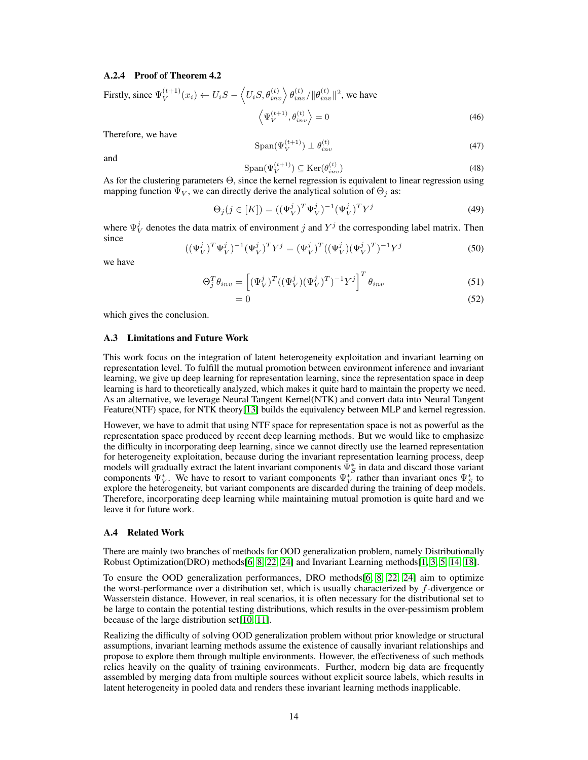### A.2.4 Proof of Theorem 4.2

Firstly, since $\Psi_V^{(t+1)}(x_i) \leftarrow U_i S - \left\langle U_i S, \theta_{inv}^{(t)} \right\rangle \theta_{inv}^{(t)} / \|\theta_{inv}^{(t)}\|^2$, we have

$$\left\langle \Psi_V^{(t+1)}, \theta_{inv}^{(t)} \right\rangle = 0 \tag{46}$$

Therefore, we have

$$\mathrm{Span}(\Psi_V^{(t+1)}) \perp \theta_{inv}^{(t)} \tag{47}$$

and

$$\mathrm{Span}(\Psi_V^{(t+1)}) \subseteq \mathrm{Ker}(\theta_{inv}^{(t)}) \tag{48}$$

As for the clustering parameters $\Theta$, since the kernel regression is equivalent to linear regression using mapping function $\Psi_V$, we can directly derive the analytical solution of $\Theta_j$ as:

$$\Theta_j (j \in [K]) = ((\Psi_V^j)^T \Psi_V^j)^{-1} (\Psi_V^j)^T Y^j \tag{49}$$

where $\Psi_V^j$ denotes the data matrix of environment $j$ and $Y^j$ the corresponding label matrix. Then since

$$((\Psi_V^j)^T \Psi_V^j)^{-1} (\Psi_V^j)^T Y^j = (\Psi_V^j)^T ((\Psi_V^j)(\Psi_V^j)^T)^{-1} Y^j \tag{50}$$

we have

$$\Theta_j^T \theta_{inv} = \left[ (\Psi_V^j)^T ((\Psi_V^j)(\Psi_V^j)^T)^{-1} Y^j \right]^T \theta_{inv} \tag{51}$$

$$= 0 \tag{52}$$

which gives the conclusion.

## A.3 Limitations and Future Work

This work focus on the integration of latent heterogeneity exploitation and invariant learning on representation level. To fulfill the mutual promotion between environment inference and invariant learning, we give up deep learning for representation learning, since the representation space in deep learning is hard to theoretically analyzed, which makes it quite hard to maintain the property we need. As an alternative, we leverage Neural Tangent Kernel(NTK) and convert data into Neural Tangent Feature(NTF) space, for NTK theory[13] builds the equivalency between MLP and kernel regression.

However, we have to admit that using NTF space for representation space is not as powerful as the representation space produced by recent deep learning methods. But we would like to emphasize the difficulty in incorporating deep learning, since we cannot directly use the learned representation for heterogeneity exploitation, because during the invariant representation learning process, deep models will gradually extract the latent invariant components $\Psi_S^*$ in data and discard those variant components $\Psi_V^*$. We have to resort to variant components $\Psi_V^*$ rather than invariant ones $\Psi_S^*$ to explore the heterogeneity, but variant components are discarded during the training of deep models. Therefore, incorporating deep learning while maintaining mutual promotion is quite hard and we leave it for future work.

## A.4 Related Work

There are mainly two branches of methods for OOD generalization problem, namely Distributionally Robust Optimization(DRO) methods[6, 8, 22, 24] and Invariant Learning methods[1, 3, 5, 14, 18].

To ensure the OOD generalization performances, DRO methods[6, 8, 22, 24] aim to optimize the worst-performance over a distribution set, which is usually characterized by $f$-divergence or Wasserstein distance. However, in real scenarios, it is often necessary for the distributional set to be large to contain the potential testing distributions, which results in the over-pessimism problem because of the large distribution set[10, 11].

Realizing the difficulty of solving OOD generalization problem without prior knowledge or structural assumptions, invariant learning methods assume the existence of causally invariant relationships and propose to explore them through multiple environments. However, the effectiveness of such methods relies heavily on the quality of training environments. Further, modern big data are frequently assembled by merging data from multiple sources without explicit source labels, which results in latent heterogeneity in pooled data and renders these invariant learning methods inapplicable.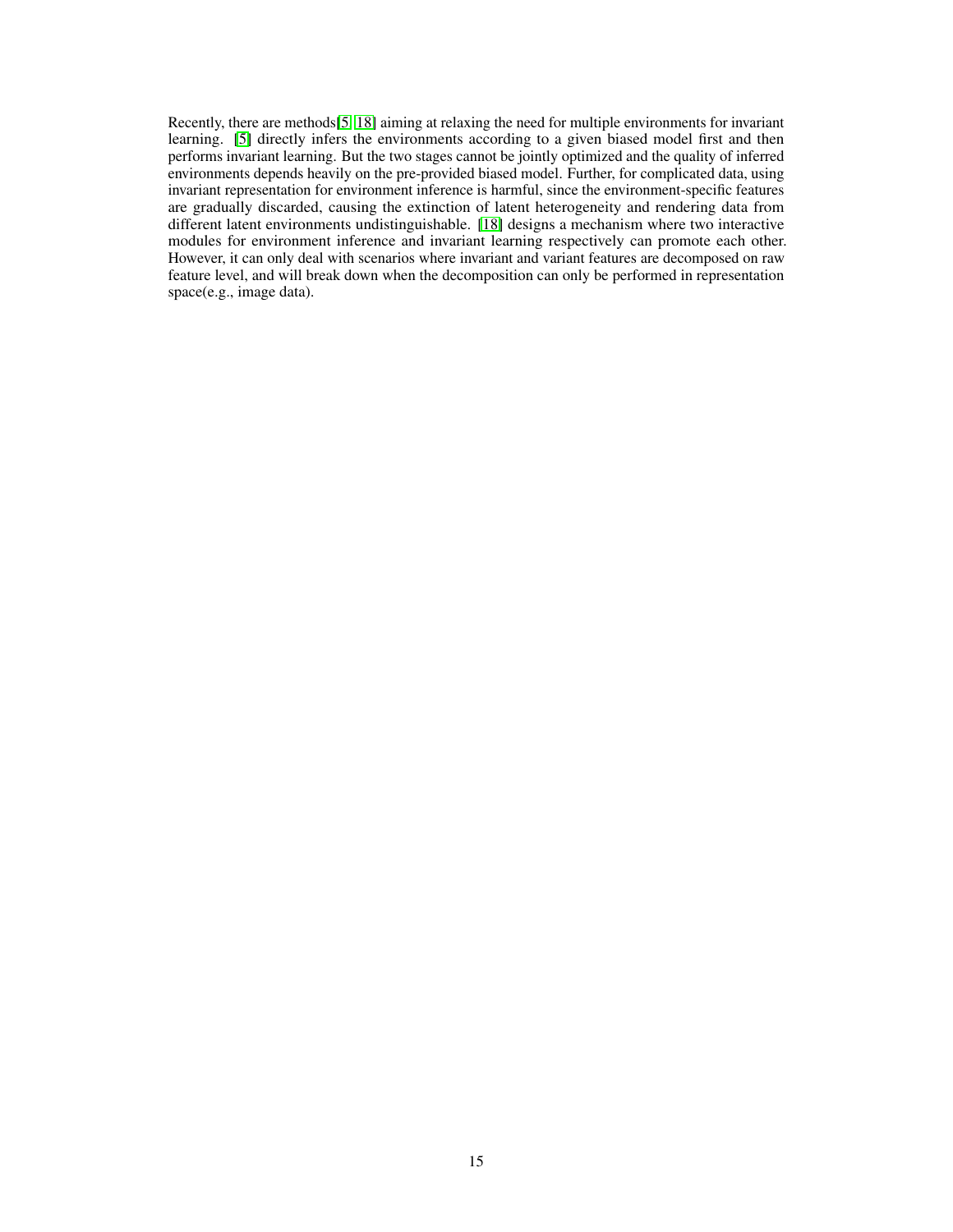Recently, there are methods[5, 18] aiming at relaxing the need for multiple environments for invariant learning. [5] directly infers the environments according to a given biased model first and then performs invariant learning. But the two stages cannot be jointly optimized and the quality of inferred environments depends heavily on the pre-provided biased model. Further, for complicated data, using invariant representation for environment inference is harmful, since the environment-specific features are gradually discarded, causing the extinction of latent heterogeneity and rendering data from different latent environments undistinguishable. [18] designs a mechanism where two interactive modules for environment inference and invariant learning respectively can promote each other. However, it can only deal with scenarios where invariant and variant features are decomposed on raw feature level, and will break down when the decomposition can only be performed in representation space(e.g., image data).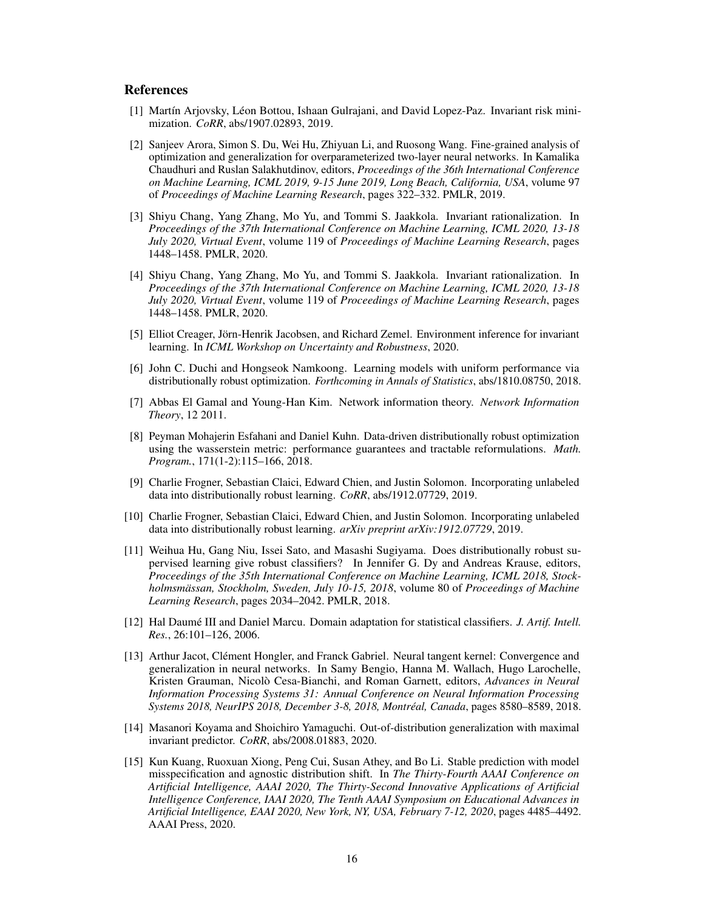## References

[1] Martín Arjovsky, Léon Bottou, Ishaan Gulrajani, and David Lopez-Paz. Invariant risk minimization. *CoRR*, abs/1907.02893, 2019.

[2] Sanjeev Arora, Simon S. Du, Wei Hu, Zhiyuan Li, and Ruosong Wang. Fine-grained analysis of optimization and generalization for overparameterized two-layer neural networks. In Kamalika Chaudhuri and Ruslan Salakhutdinov, editors, *Proceedings of the 36th International Conference on Machine Learning, ICML 2019, 9-15 June 2019, Long Beach, California, USA*, volume 97 of *Proceedings of Machine Learning Research*, pages 322–332. PMLR, 2019.

[3] Shiyu Chang, Yang Zhang, Mo Yu, and Tommi S. Jaakkola. Invariant rationalization. In *Proceedings of the 37th International Conference on Machine Learning, ICML 2020, 13-18 July 2020, Virtual Event*, volume 119 of *Proceedings of Machine Learning Research*, pages 1448–1458. PMLR, 2020.

[4] Shiyu Chang, Yang Zhang, Mo Yu, and Tommi S. Jaakkola. Invariant rationalization. In *Proceedings of the 37th International Conference on Machine Learning, ICML 2020, 13-18 July 2020, Virtual Event*, volume 119 of *Proceedings of Machine Learning Research*, pages 1448–1458. PMLR, 2020.

[5] Elliot Creager, Jörn-Henrik Jacobsen, and Richard Zemel. Environment inference for invariant learning. In *ICML Workshop on Uncertainty and Robustness*, 2020.

[6] John C. Duchi and Hongseok Namkoong. Learning models with uniform performance via distributionally robust optimization. *Forthcoming in Annals of Statistics*, abs/1810.08750, 2018.

[7] Abbas El Gamal and Young-Han Kim. Network information theory. *Network Information Theory*, 12 2011.

[8] Peyman Mohajerin Esfahani and Daniel Kuhn. Data-driven distributionally robust optimization using the wasserstein metric: performance guarantees and tractable reformulations. *Math. Program.*, 171(1-2):115–166, 2018.

[9] Charlie Frogner, Sebastian Claici, Edward Chien, and Justin Solomon. Incorporating unlabeled data into distributionally robust learning. *CoRR*, abs/1912.07729, 2019.

[10] Charlie Frogner, Sebastian Claici, Edward Chien, and Justin Solomon. Incorporating unlabeled data into distributionally robust learning. *arXiv preprint arXiv:1912.07729*, 2019.

[11] Weihua Hu, Gang Niu, Issei Sato, and Masashi Sugiyama. Does distributionally robust supervised learning give robust classifiers? In Jennifer G. Dy and Andreas Krause, editors, *Proceedings of the 35th International Conference on Machine Learning, ICML 2018, Stockholmsmässan, Stockholm, Sweden, July 10-15, 2018*, volume 80 of *Proceedings of Machine Learning Research*, pages 2034–2042. PMLR, 2018.

[12] Hal Daumé III and Daniel Marcu. Domain adaptation for statistical classifiers. *J. Artif. Intell. Res.*, 26:101–126, 2006.

[13] Arthur Jacot, Clément Hongler, and Franck Gabriel. Neural tangent kernel: Convergence and generalization in neural networks. In Samy Bengio, Hanna M. Wallach, Hugo Larochelle, Kristen Grauman, Nicolò Cesa-Bianchi, and Roman Garnett, editors, *Advances in Neural Information Processing Systems 31: Annual Conference on Neural Information Processing Systems 2018, NeurIPS 2018, December 3-8, 2018, Montréal, Canada*, pages 8580–8589, 2018.

[14] Masanori Koyama and Shoichiro Yamaguchi. Out-of-distribution generalization with maximal invariant predictor. *CoRR*, abs/2008.01883, 2020.

[15] Kun Kuang, Ruoxuan Xiong, Peng Cui, Susan Athey, and Bo Li. Stable prediction with model misspecification and agnostic distribution shift. In *The Thirty-Fourth AAAI Conference on Artificial Intelligence, AAAI 2020, The Thirty-Second Innovative Applications of Artificial Intelligence Conference, IAAI 2020, The Tenth AAAI Symposium on Educational Advances in Artificial Intelligence, EAAI 2020, New York, NY, USA, February 7-12, 2020*, pages 4485–4492. AAAI Press, 2020.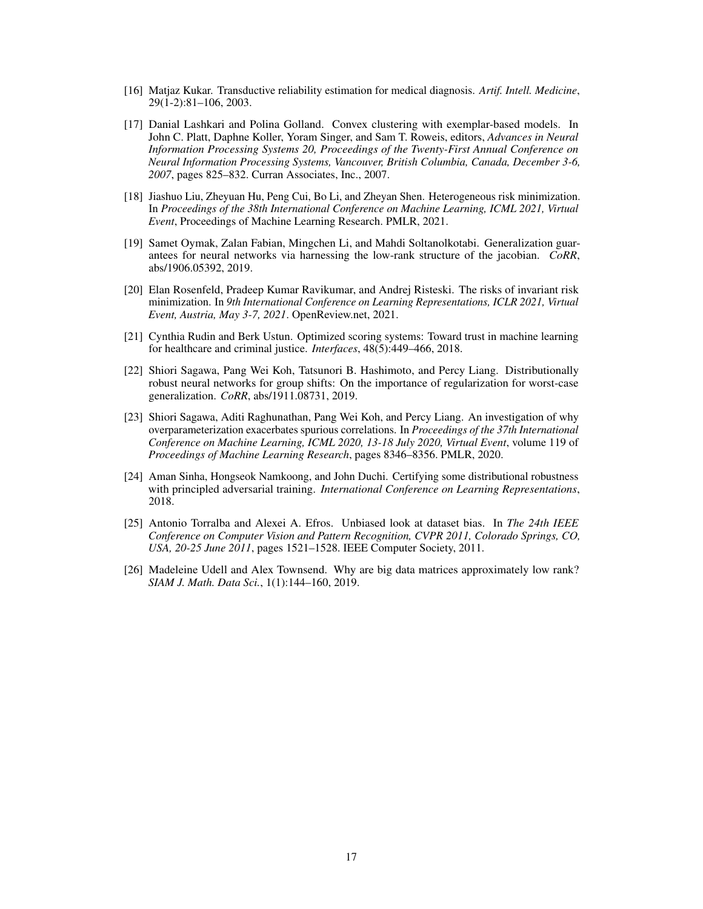[16] Matjaz Kukar. Transductive reliability estimation for medical diagnosis. *Artif. Intell. Medicine*, 29(1-2):81–106, 2003.

[17] Danial Lashkari and Polina Golland. Convex clustering with exemplar-based models. In John C. Platt, Daphne Koller, Yoram Singer, and Sam T. Roweis, editors, *Advances in Neural Information Processing Systems 20, Proceedings of the Twenty-First Annual Conference on Neural Information Processing Systems, Vancouver, British Columbia, Canada, December 3-6, 2007*, pages 825–832. Curran Associates, Inc., 2007.

[18] Jiashuo Liu, Zheyuan Hu, Peng Cui, Bo Li, and Zheyan Shen. Heterogeneous risk minimization. In *Proceedings of the 38th International Conference on Machine Learning, ICML 2021, Virtual Event*, Proceedings of Machine Learning Research. PMLR, 2021.

[19] Samet Oymak, Zalan Fabian, Mingchen Li, and Mahdi Soltanolkotabi. Generalization guarantees for neural networks via harnessing the low-rank structure of the jacobian. *CoRR*, abs/1906.05392, 2019.

[20] Elan Rosenfeld, Pradeep Kumar Ravikumar, and Andrej Risteski. The risks of invariant risk minimization. In *9th International Conference on Learning Representations, ICLR 2021, Virtual Event, Austria, May 3-7, 2021*. OpenReview.net, 2021.

[21] Cynthia Rudin and Berk Ustun. Optimized scoring systems: Toward trust in machine learning for healthcare and criminal justice. *Interfaces*, 48(5):449–466, 2018.

[22] Shiori Sagawa, Pang Wei Koh, Tatsunori B. Hashimoto, and Percy Liang. Distributionally robust neural networks for group shifts: On the importance of regularization for worst-case generalization. *CoRR*, abs/1911.08731, 2019.

[23] Shiori Sagawa, Aditi Raghunathan, Pang Wei Koh, and Percy Liang. An investigation of why overparameterization exacerbates spurious correlations. In *Proceedings of the 37th International Conference on Machine Learning, ICML 2020, 13-18 July 2020, Virtual Event*, volume 119 of *Proceedings of Machine Learning Research*, pages 8346–8356. PMLR, 2020.

[24] Aman Sinha, Hongseok Namkoong, and John Duchi. Certifying some distributional robustness with principled adversarial training. *International Conference on Learning Representations*, 2018.

[25] Antonio Torralba and Alexei A. Efros. Unbiased look at dataset bias. In *The 24th IEEE Conference on Computer Vision and Pattern Recognition, CVPR 2011, Colorado Springs, CO, USA, 20-25 June 2011*, pages 1521–1528. IEEE Computer Society, 2011.

[26] Madeleine Udell and Alex Townsend. Why are big data matrices approximately low rank? *SIAM J. Math. Data Sci.*, 1(1):144–160, 2019.